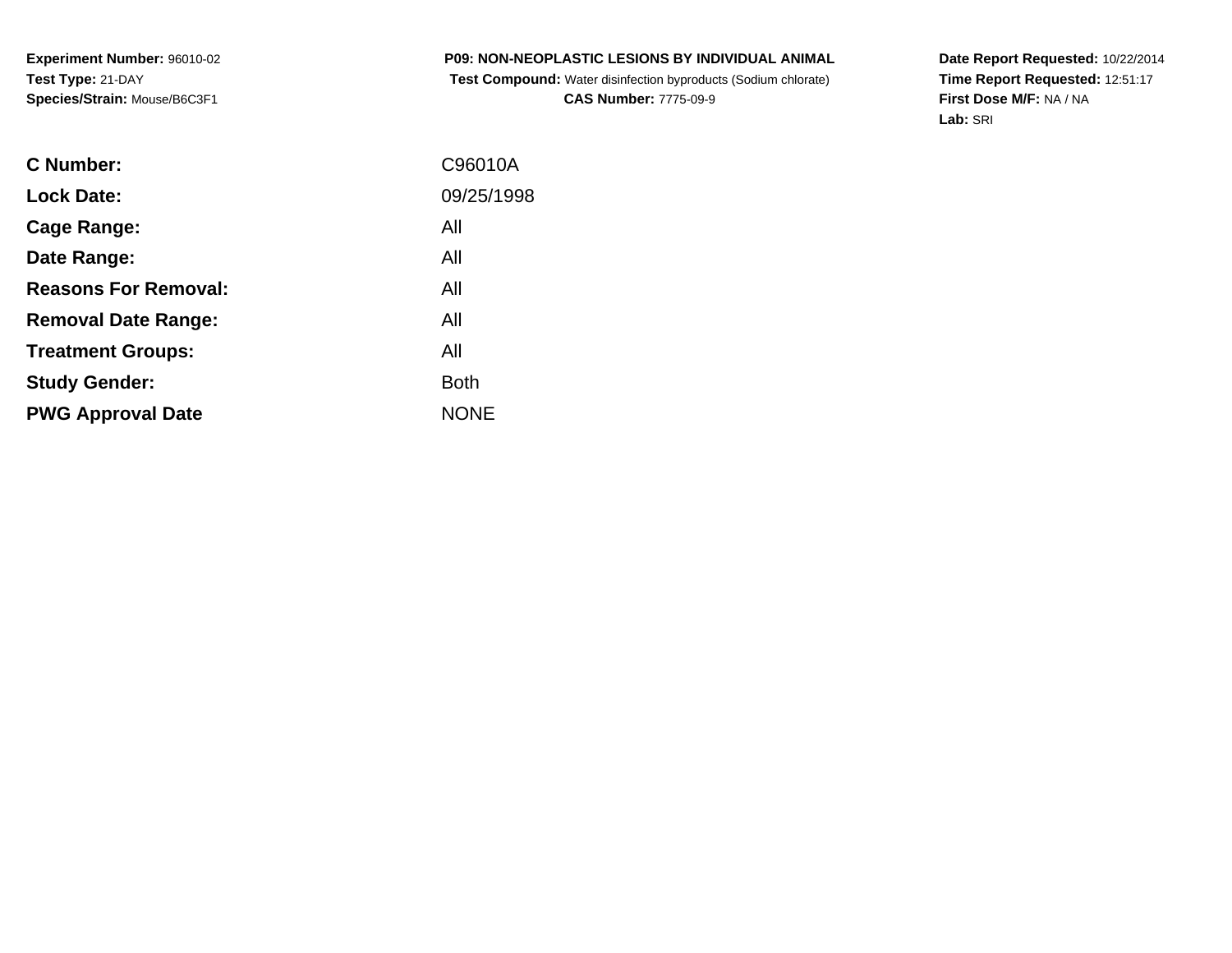**Experiment Number:** 96010-02
**Test Type:** 21-DAY
**Species/Strain:** Mouse/B6C3F1

**P09: NON-NEOPLASTIC LESIONS BY INDIVIDUAL ANIMAL**
**Test Compound:** Water disinfection byproducts (Sodium chlorate)
**CAS Number:** 7775-09-9

**Date Report Requested:** 10/22/2014
**Time Report Requested:** 12:51:17
**First Dose M/F:** NA / NA
**Lab:** SRI

| | |
|---|---|
| **C Number:** | C96010A |
| **Lock Date:** | 09/25/1998 |
| **Cage Range:** | All |
| **Date Range:** | All |
| **Reasons For Removal:** | All |
| **Removal Date Range:** | All |
| **Treatment Groups:** | All |
| **Study Gender:** | Both |
| **PWG Approval Date** | NONE |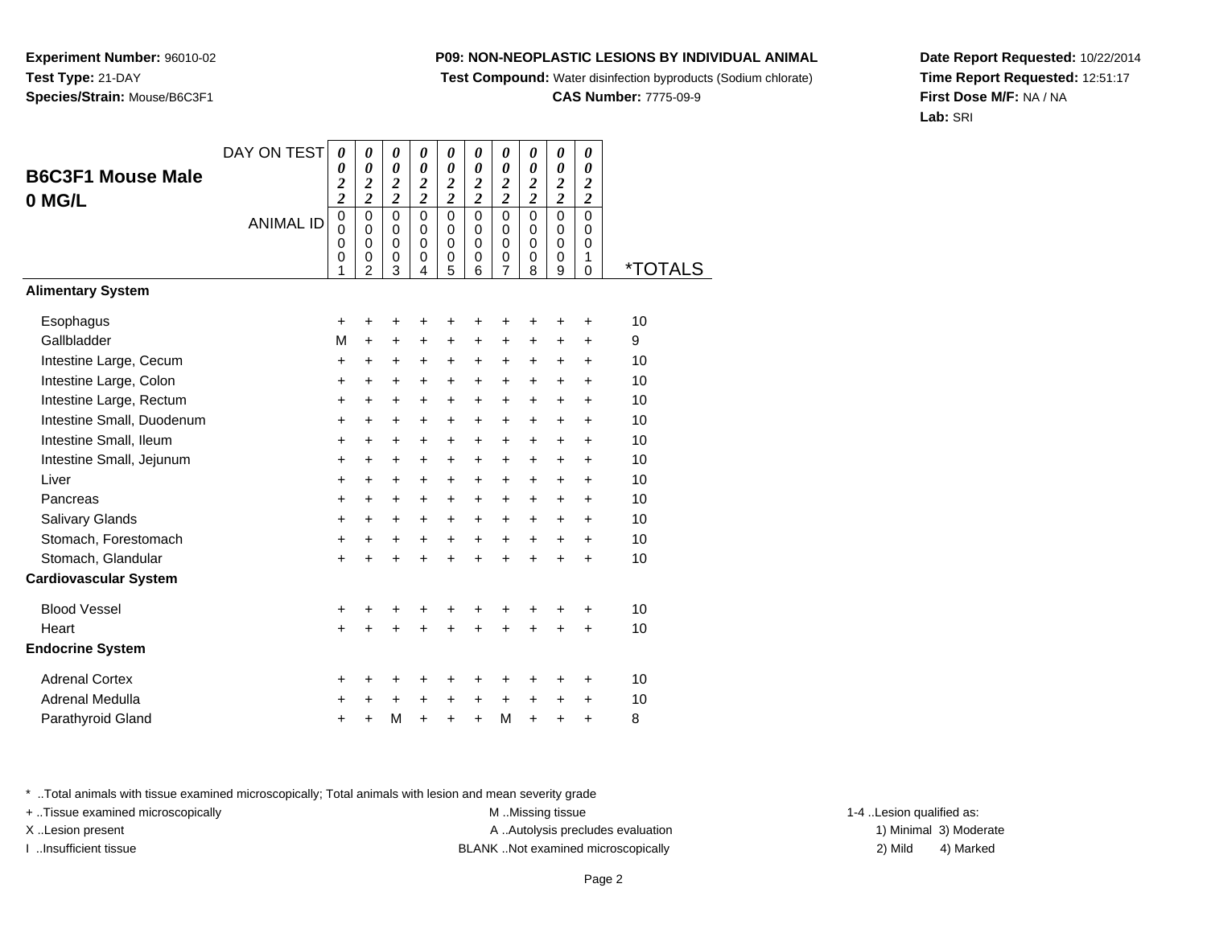**Experiment Number:** 96010-02
**Test Type:** 21-DAY
**Species/Strain:** Mouse/B6C3F1

**P09: NON-NEOPLASTIC LESIONS BY INDIVIDUAL ANIMAL**
**Test Compound:** Water disinfection byproducts (Sodium chlorate)
**CAS Number:** 7775-09-9

**Date Report Requested:** 10/22/2014
**Time Report Requested:** 12:51:17
**First Dose M/F:** NA / NA
**Lab:** SRI

## B6C3F1 Mouse Male 0 MG/L

| DAY ON TEST | 0022 | 0022 | 0022 | 0022 | 0022 | 0022 | 0022 | 0022 | 0022 | 0022 | |
|---|---|---|---|---|---|---|---|---|---|---|---|
| ANIMAL ID | 00001 | 00002 | 00003 | 00004 | 00005 | 00006 | 00007 | 00008 | 00009 | 00010 | *TOTALS |
| **Alimentary System** | | | | | | | | | | | |
| Esophagus | + | + | + | + | + | + | + | + | + | + | 10 |
| Gallbladder | M | + | + | + | + | + | + | + | + | + | 9 |
| Intestine Large, Cecum | + | + | + | + | + | + | + | + | + | + | 10 |
| Intestine Large, Colon | + | + | + | + | + | + | + | + | + | + | 10 |
| Intestine Large, Rectum | + | + | + | + | + | + | + | + | + | + | 10 |
| Intestine Small, Duodenum | + | + | + | + | + | + | + | + | + | + | 10 |
| Intestine Small, Ileum | + | + | + | + | + | + | + | + | + | + | 10 |
| Intestine Small, Jejunum | + | + | + | + | + | + | + | + | + | + | 10 |
| Liver | + | + | + | + | + | + | + | + | + | + | 10 |
| Pancreas | + | + | + | + | + | + | + | + | + | + | 10 |
| Salivary Glands | + | + | + | + | + | + | + | + | + | + | 10 |
| Stomach, Forestomach | + | + | + | + | + | + | + | + | + | + | 10 |
| Stomach, Glandular | + | + | + | + | + | + | + | + | + | + | 10 |
| **Cardiovascular System** | | | | | | | | | | | |
| Blood Vessel | + | + | + | + | + | + | + | + | + | + | 10 |
| Heart | + | + | + | + | + | + | + | + | + | + | 10 |
| **Endocrine System** | | | | | | | | | | | |
| Adrenal Cortex | + | + | + | + | + | + | + | + | + | + | 10 |
| Adrenal Medulla | + | + | + | + | + | + | + | + | + | + | 10 |
| Parathyroid Gland | + | + | M | + | + | + | M | + | + | + | 8 |

* ..Total animals with tissue examined microscopically; Total animals with lesion and mean severity grade
+ ..Tissue examined microscopically
X ..Lesion present
I ..Insufficient tissue

M ..Missing tissue
A ..Autolysis precludes evaluation
BLANK ..Not examined microscopically

1-4 ..Lesion qualified as:
1) Minimal 3) Moderate
2) Mild 4) Marked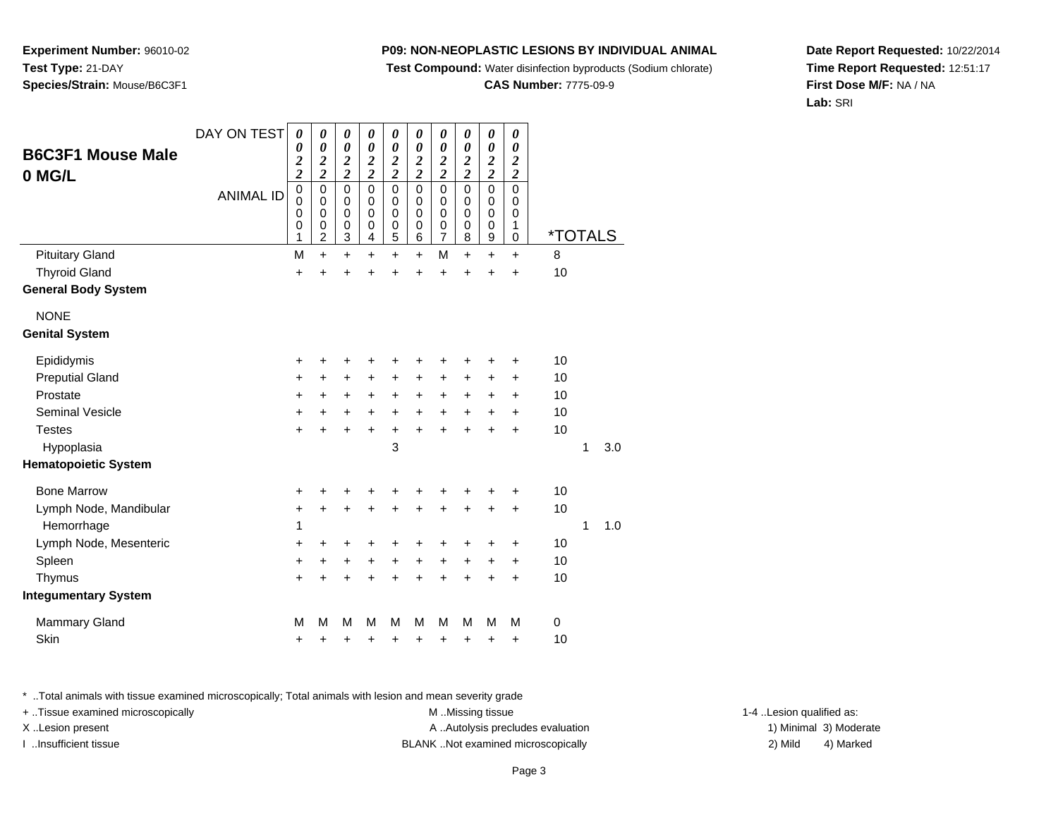**Experiment Number:** 96010-02
**Test Type:** 21-DAY
**Species/Strain:** Mouse/B6C3F1

**P09: NON-NEOPLASTIC LESIONS BY INDIVIDUAL ANIMAL**
**Test Compound:** Water disinfection byproducts (Sodium chlorate)
**CAS Number:** 7775-09-9

**Date Report Requested:** 10/22/2014
**Time Report Requested:** 12:51:17
**First Dose M/F:** NA / NA
**Lab:** SRI

## B6C3F1 Mouse Male 0 MG/L

| DAY ON TEST | 0022 | 0022 | 0022 | 0022 | 0022 | 0022 | 0022 | 0022 | 0022 | 0022 | | | |
|---|---|---|---|---|---|---|---|---|---|---|---|---|---|
| ANIMAL ID | 00001 | 00002 | 00003 | 00004 | 00005 | 00006 | 00007 | 00008 | 00009 | 00010 | *TOTALS | | |
| Pituitary Gland | M | + | + | + | + | + | M | + | + | + | 8 | | |
| Thyroid Gland | + | + | + | + | + | + | + | + | + | + | 10 | | |
| **General Body System** | | | | | | | | | | | | | |
| NONE | | | | | | | | | | | | | |
| **Genital System** | | | | | | | | | | | | | |
| Epididymis | + | + | + | + | + | + | + | + | + | + | 10 | | |
| Preputial Gland | + | + | + | + | + | + | + | + | + | + | 10 | | |
| Prostate | + | + | + | + | + | + | + | + | + | + | 10 | | |
| Seminal Vesicle | + | + | + | + | + | + | + | + | + | + | 10 | | |
| Testes | + | + | + | + | + | + | + | + | + | + | 10 | | |
| Hypoplasia | | | | | 3 | | | | | | | 1 | 3.0 |
| **Hematopoietic System** | | | | | | | | | | | | | |
| Bone Marrow | + | + | + | + | + | + | + | + | + | + | 10 | | |
| Lymph Node, Mandibular | + | + | + | + | + | + | + | + | + | + | 10 | | |
| Hemorrhage | 1 | | | | | | | | | | | 1 | 1.0 |
| Lymph Node, Mesenteric | + | + | + | + | + | + | + | + | + | + | 10 | | |
| Spleen | + | + | + | + | + | + | + | + | + | + | 10 | | |
| Thymus | + | + | + | + | + | + | + | + | + | + | 10 | | |
| **Integumentary System** | | | | | | | | | | | | | |
| Mammary Gland | M | M | M | M | M | M | M | M | M | M | 0 | | |
| Skin | + | + | + | + | + | + | + | + | + | + | 10 | | |

* ..Total animals with tissue examined microscopically; Total animals with lesion and mean severity grade
+ ..Tissue examined microscopically
X ..Lesion present
I ..Insufficient tissue
M ..Missing tissue
A ..Autolysis precludes evaluation
BLANK ..Not examined microscopically
1-4 ..Lesion qualified as:
1) Minimal 2) Mild 3) Moderate 4) Marked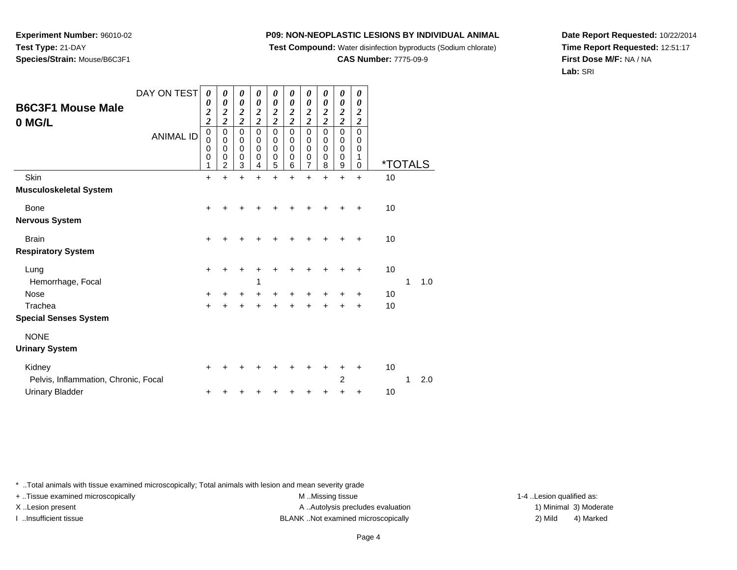**Experiment Number:** 96010-02
**Test Type:** 21-DAY
**Species/Strain:** Mouse/B6C3F1

**P09: NON-NEOPLASTIC LESIONS BY INDIVIDUAL ANIMAL**
**Test Compound:** Water disinfection byproducts (Sodium chlorate)
**CAS Number:** 7775-09-9

**Date Report Requested:** 10/22/2014
**Time Report Requested:** 12:51:17
**First Dose M/F:** NA / NA
**Lab:** SRI

## B6C3F1 Mouse Male 0 MG/L

| DAY ON TEST | 0022 | 0022 | 0022 | 0022 | 0022 | 0022 | 0022 | 0022 | 0022 | 0022 | *TOTALS | | |
|---|---|---|---|---|---|---|---|---|---|---|---|---|---|
| ANIMAL ID | 00001 | 00002 | 00003 | 00004 | 00005 | 00006 | 00007 | 00008 | 00009 | 00010 | | | |
| Skin | + | + | + | + | + | + | + | + | + | + | 10 | | |
| **Musculoskeletal System** | | | | | | | | | | | | | |
| Bone | + | + | + | + | + | + | + | + | + | + | 10 | | |
| **Nervous System** | | | | | | | | | | | | | |
| Brain | + | + | + | + | + | + | + | + | + | + | 10 | | |
| **Respiratory System** | | | | | | | | | | | | | |
| Lung | + | + | + | + | + | + | + | + | + | + | 10 | | |
| Hemorrhage, Focal | | | | 1 | | | | | | | | 1 | 1.0 |
| Nose | + | + | + | + | + | + | + | + | + | + | 10 | | |
| Trachea | + | + | + | + | + | + | + | + | + | + | 10 | | |
| **Special Senses System** | | | | | | | | | | | | | |
| NONE | | | | | | | | | | | | | |
| **Urinary System** | | | | | | | | | | | | | |
| Kidney | + | + | + | + | + | + | + | + | + | + | 10 | | |
| Pelvis, Inflammation, Chronic, Focal | | | | | | | | | 2 | | | 1 | 2.0 |
| Urinary Bladder | + | + | + | + | + | + | + | + | + | + | 10 | | |

\* ..Total animals with tissue examined microscopically; Total animals with lesion and mean severity grade
+ ..Tissue examined microscopically
X ..Lesion present
I ..Insufficient tissue
M ..Missing tissue
A ..Autolysis precludes evaluation
BLANK ..Not examined microscopically
1-4 ..Lesion qualified as:
1) Minimal 3) Moderate
2) Mild 4) Marked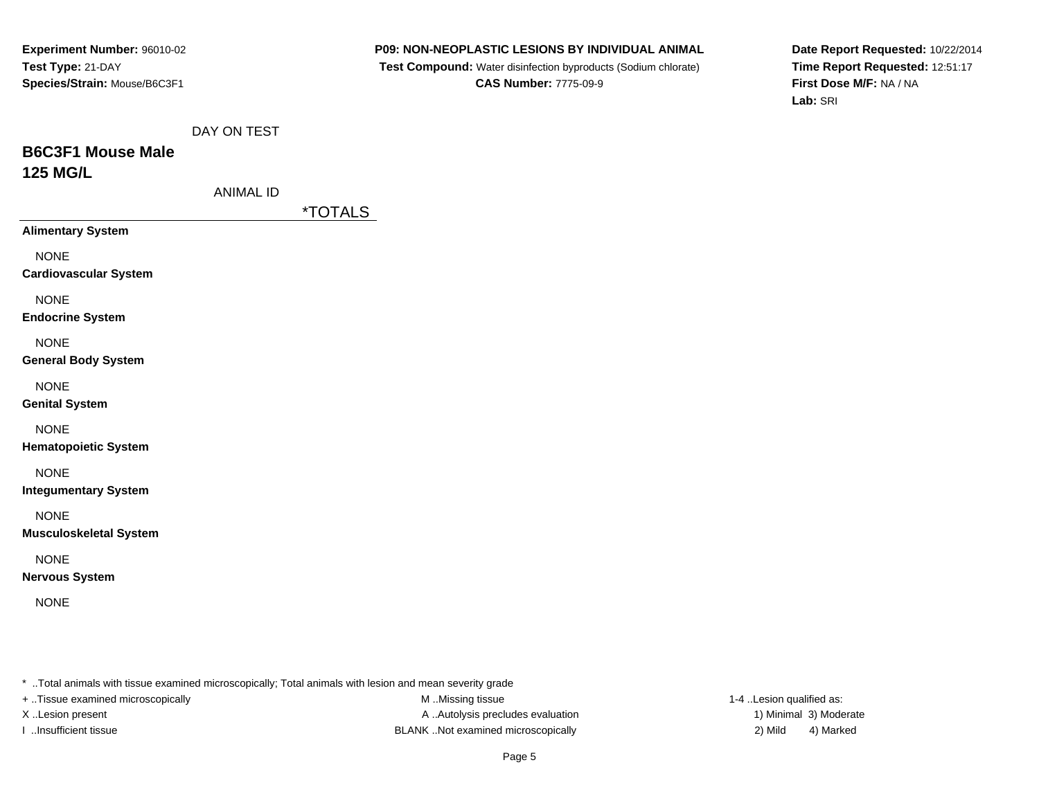**Experiment Number:** 96010-02
**Test Type:** 21-DAY
**Species/Strain:** Mouse/B6C3F1

**P09: NON-NEOPLASTIC LESIONS BY INDIVIDUAL ANIMAL**
**Test Compound:** Water disinfection byproducts (Sodium chlorate)
**CAS Number:** 7775-09-9

**Date Report Requested:** 10/22/2014
**Time Report Requested:** 12:51:17
**First Dose M/F:** NA / NA
**Lab:** SRI

DAY ON TEST

## B6C3F1 Mouse Male
## 125 MG/L

ANIMAL ID

| | *TOTALS |
|---|---|
| **Alimentary System** | |
| NONE | |
| **Cardiovascular System** | |
| NONE | |
| **Endocrine System** | |
| NONE | |
| **General Body System** | |
| NONE | |
| **Genital System** | |
| NONE | |
| **Hematopoietic System** | |
| NONE | |
| **Integumentary System** | |
| NONE | |
| **Musculoskeletal System** | |
| NONE | |
| **Nervous System** | |
| NONE | |

* ..Total animals with tissue examined microscopically; Total animals with lesion and mean severity grade
+ ..Tissue examined microscopically
X ..Lesion present
I ..Insufficient tissue
M ..Missing tissue
A ..Autolysis precludes evaluation
BLANK ..Not examined microscopically
1-4 ..Lesion qualified as:
1) Minimal 3) Moderate
2) Mild 4) Marked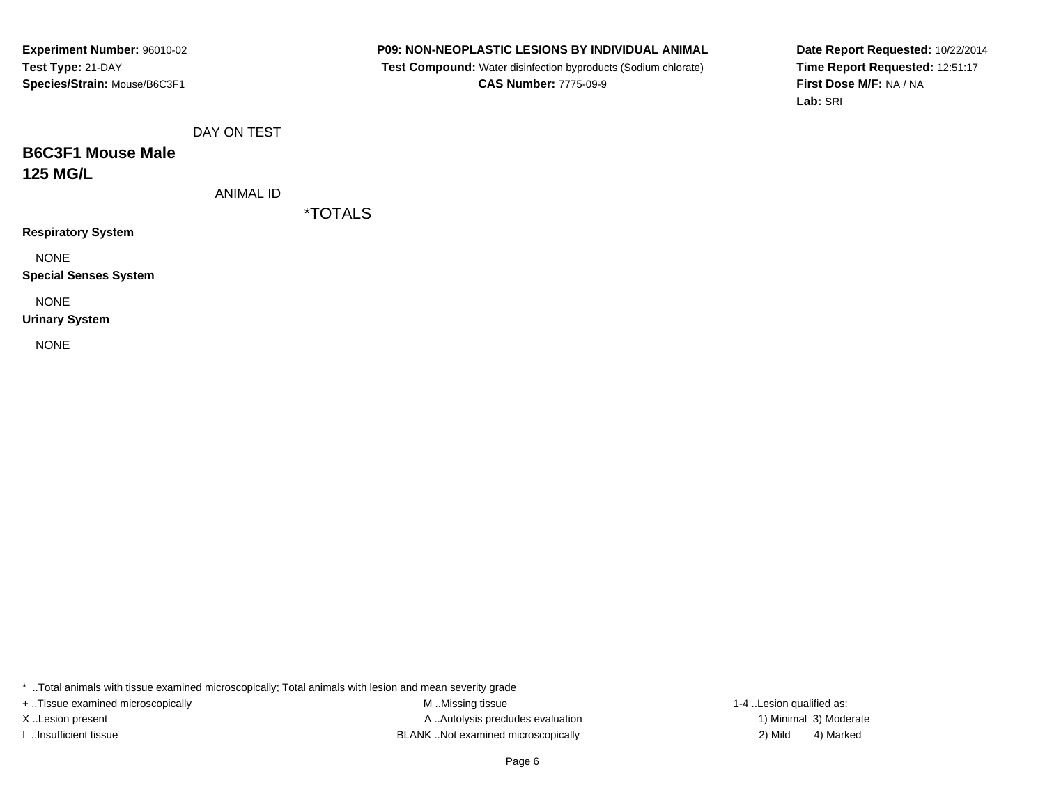**Experiment Number:** 96010-02
**Test Type:** 21-DAY
**Species/Strain:** Mouse/B6C3F1

**P09: NON-NEOPLASTIC LESIONS BY INDIVIDUAL ANIMAL**
**Test Compound:** Water disinfection byproducts (Sodium chlorate)
**CAS Number:** 7775-09-9

**Date Report Requested:** 10/22/2014
**Time Report Requested:** 12:51:17
**First Dose M/F:** NA / NA
**Lab:** SRI

DAY ON TEST

## B6C3F1 Mouse Male
## 125 MG/L

ANIMAL ID

| | *TOTALS |
|---|---|
| **Respiratory System** | |
| NONE | |
| **Special Senses System** | |
| NONE | |
| **Urinary System** | |
| NONE | |

* ..Total animals with tissue examined microscopically; Total animals with lesion and mean severity grade
+ ..Tissue examined microscopically
X ..Lesion present
I ..Insufficient tissue
M ..Missing tissue
A ..Autolysis precludes evaluation
BLANK ..Not examined microscopically
1-4 ..Lesion qualified as:
1) Minimal 3) Moderate
2) Mild 4) Marked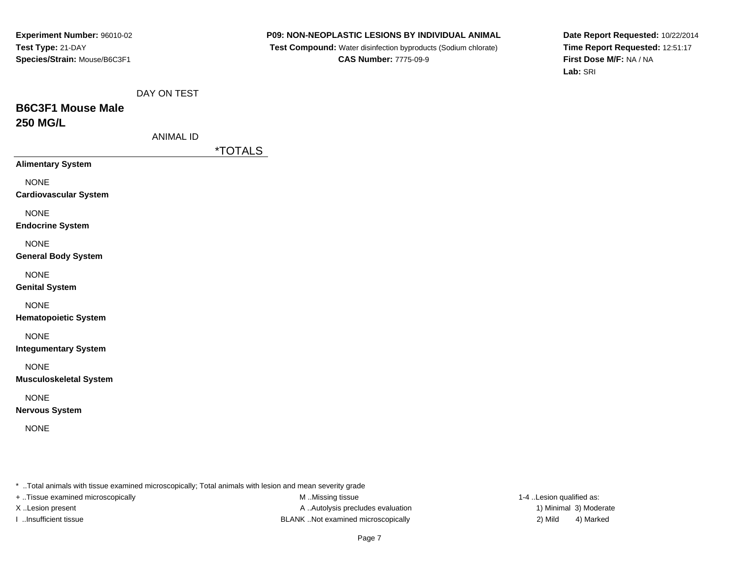**Experiment Number:** 96010-02
**Test Type:** 21-DAY
**Species/Strain:** Mouse/B6C3F1

**P09: NON-NEOPLASTIC LESIONS BY INDIVIDUAL ANIMAL**
**Test Compound:** Water disinfection byproducts (Sodium chlorate)
**CAS Number:** 7775-09-9

**Date Report Requested:** 10/22/2014
**Time Report Requested:** 12:51:17
**First Dose M/F:** NA / NA
**Lab:** SRI

DAY ON TEST

## B6C3F1 Mouse Male
## 250 MG/L

ANIMAL ID

| | *TOTALS |
|---|---|
| **Alimentary System** | |
| NONE | |
| **Cardiovascular System** | |
| NONE | |
| **Endocrine System** | |
| NONE | |
| **General Body System** | |
| NONE | |
| **Genital System** | |
| NONE | |
| **Hematopoietic System** | |
| NONE | |
| **Integumentary System** | |
| NONE | |
| **Musculoskeletal System** | |
| NONE | |
| **Nervous System** | |
| NONE | |

* ..Total animals with tissue examined microscopically; Total animals with lesion and mean severity grade
+ ..Tissue examined microscopically
X ..Lesion present
I ..Insufficient tissue
M ..Missing tissue
A ..Autolysis precludes evaluation
BLANK ..Not examined microscopically
1-4 ..Lesion qualified as:
1) Minimal 3) Moderate
2) Mild 4) Marked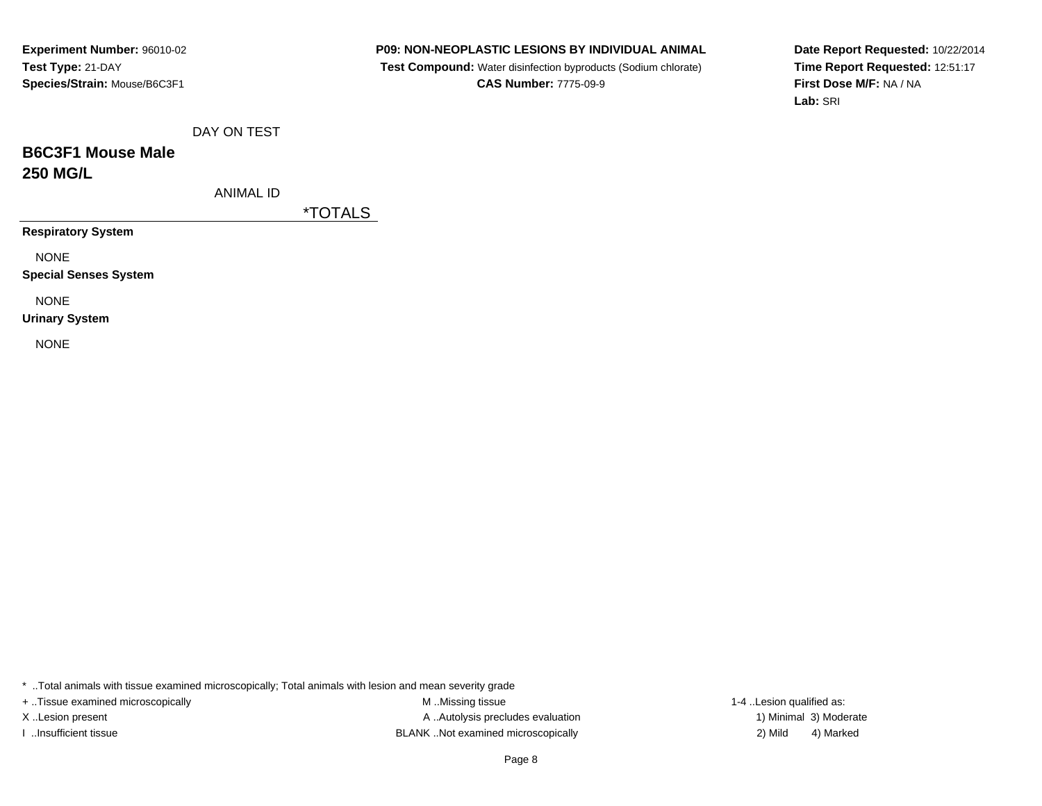**Experiment Number:** 96010-02
**Test Type:** 21-DAY
**Species/Strain:** Mouse/B6C3F1

**P09: NON-NEOPLASTIC LESIONS BY INDIVIDUAL ANIMAL**
**Test Compound:** Water disinfection byproducts (Sodium chlorate)
**CAS Number:** 7775-09-9

**Date Report Requested:** 10/22/2014
**Time Report Requested:** 12:51:17
**First Dose M/F:** NA / NA
**Lab:** SRI

DAY ON TEST

## B6C3F1 Mouse Male
## 250 MG/L

ANIMAL ID

| | *TOTALS |
|---|---|
| **Respiratory System** | |
| NONE | |
| **Special Senses System** | |
| NONE | |
| **Urinary System** | |
| NONE | |

\* ..Total animals with tissue examined microscopically; Total animals with lesion and mean severity grade
+ ..Tissue examined microscopically
X ..Lesion present
I ..Insufficient tissue
M ..Missing tissue
A ..Autolysis precludes evaluation
BLANK ..Not examined microscopically
1-4 ..Lesion qualified as:
1) Minimal 3) Moderate
2) Mild 4) Marked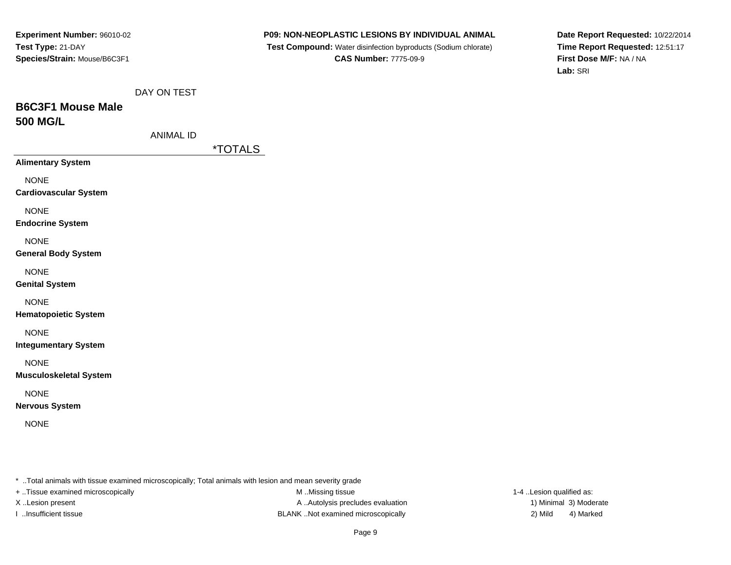**Experiment Number:** 96010-02
**Test Type:** 21-DAY
**Species/Strain:** Mouse/B6C3F1

**P09: NON-NEOPLASTIC LESIONS BY INDIVIDUAL ANIMAL**
**Test Compound:** Water disinfection byproducts (Sodium chlorate)
**CAS Number:** 7775-09-9

**Date Report Requested:** 10/22/2014
**Time Report Requested:** 12:51:17
**First Dose M/F:** NA / NA
**Lab:** SRI

DAY ON TEST

## B6C3F1 Mouse Male
## 500 MG/L

ANIMAL ID

| | *TOTALS |
|---|---|
| **Alimentary System** | |
| NONE | |
| **Cardiovascular System** | |
| NONE | |
| **Endocrine System** | |
| NONE | |
| **General Body System** | |
| NONE | |
| **Genital System** | |
| NONE | |
| **Hematopoietic System** | |
| NONE | |
| **Integumentary System** | |
| NONE | |
| **Musculoskeletal System** | |
| NONE | |
| **Nervous System** | |
| NONE | |

* ..Total animals with tissue examined microscopically; Total animals with lesion and mean severity grade
+ ..Tissue examined microscopically
X ..Lesion present
I ..Insufficient tissue

M ..Missing tissue
A ..Autolysis precludes evaluation
BLANK ..Not examined microscopically

1-4 ..Lesion qualified as:
1) Minimal 3) Moderate
2) Mild 4) Marked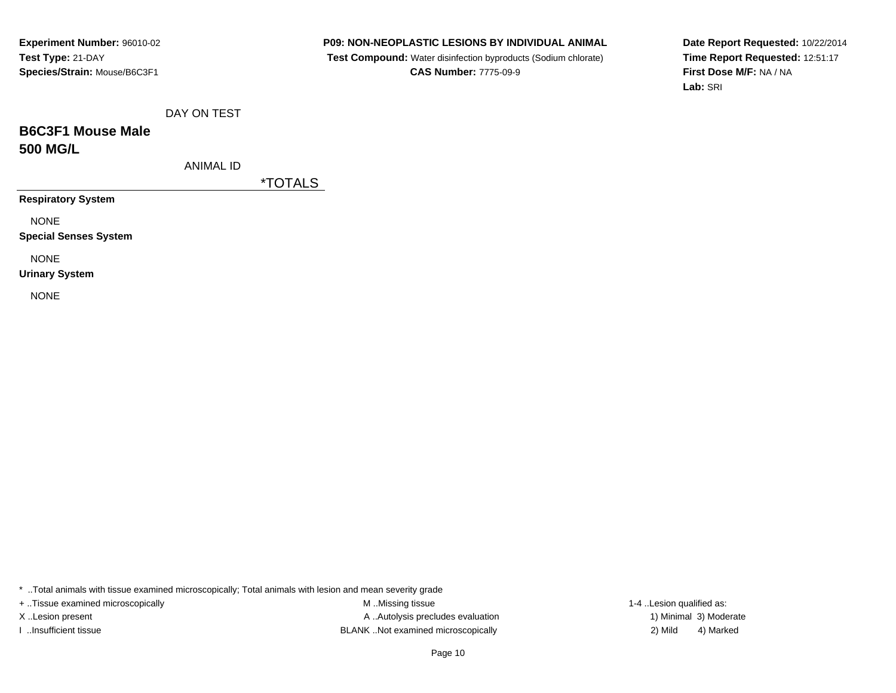**Experiment Number:** 96010-02
**Test Type:** 21-DAY
**Species/Strain:** Mouse/B6C3F1

**P09: NON-NEOPLASTIC LESIONS BY INDIVIDUAL ANIMAL**
**Test Compound:** Water disinfection byproducts (Sodium chlorate)
**CAS Number:** 7775-09-9

**Date Report Requested:** 10/22/2014
**Time Report Requested:** 12:51:17
**First Dose M/F:** NA / NA
**Lab:** SRI

DAY ON TEST

## B6C3F1 Mouse Male
## 500 MG/L

ANIMAL ID

| | *TOTALS |
|---|---|
| **Respiratory System** | |
| NONE | |
| **Special Senses System** | |
| NONE | |
| **Urinary System** | |
| NONE | |

* ..Total animals with tissue examined microscopically; Total animals with lesion and mean severity grade
+ ..Tissue examined microscopically
X ..Lesion present
I ..Insufficient tissue
M ..Missing tissue
A ..Autolysis precludes evaluation
BLANK ..Not examined microscopically
1-4 ..Lesion qualified as:
1) Minimal 3) Moderate
2) Mild 4) Marked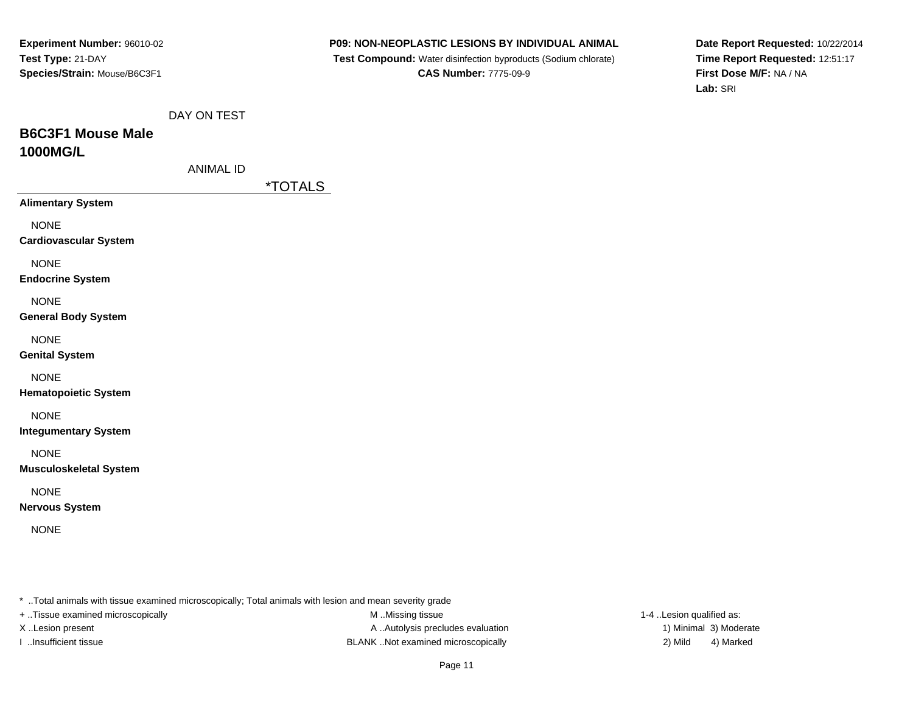**Experiment Number:** 96010-02
**Test Type:** 21-DAY
**Species/Strain:** Mouse/B6C3F1

**P09: NON-NEOPLASTIC LESIONS BY INDIVIDUAL ANIMAL**
**Test Compound:** Water disinfection byproducts (Sodium chlorate)
**CAS Number:** 7775-09-9

**Date Report Requested:** 10/22/2014
**Time Report Requested:** 12:51:17
**First Dose M/F:** NA / NA
**Lab:** SRI

DAY ON TEST

## B6C3F1 Mouse Male
## 1000MG/L

ANIMAL ID

| | *TOTALS |
|---|---|
| **Alimentary System** | |
| NONE | |
| **Cardiovascular System** | |
| NONE | |
| **Endocrine System** | |
| NONE | |
| **General Body System** | |
| NONE | |
| **Genital System** | |
| NONE | |
| **Hematopoietic System** | |
| NONE | |
| **Integumentary System** | |
| NONE | |
| **Musculoskeletal System** | |
| NONE | |
| **Nervous System** | |
| NONE | |

* ..Total animals with tissue examined microscopically; Total animals with lesion and mean severity grade
+ ..Tissue examined microscopically
X ..Lesion present
I ..Insufficient tissue

M ..Missing tissue
A ..Autolysis precludes evaluation
BLANK ..Not examined microscopically

1-4 ..Lesion qualified as:
1) Minimal 3) Moderate
2) Mild 4) Marked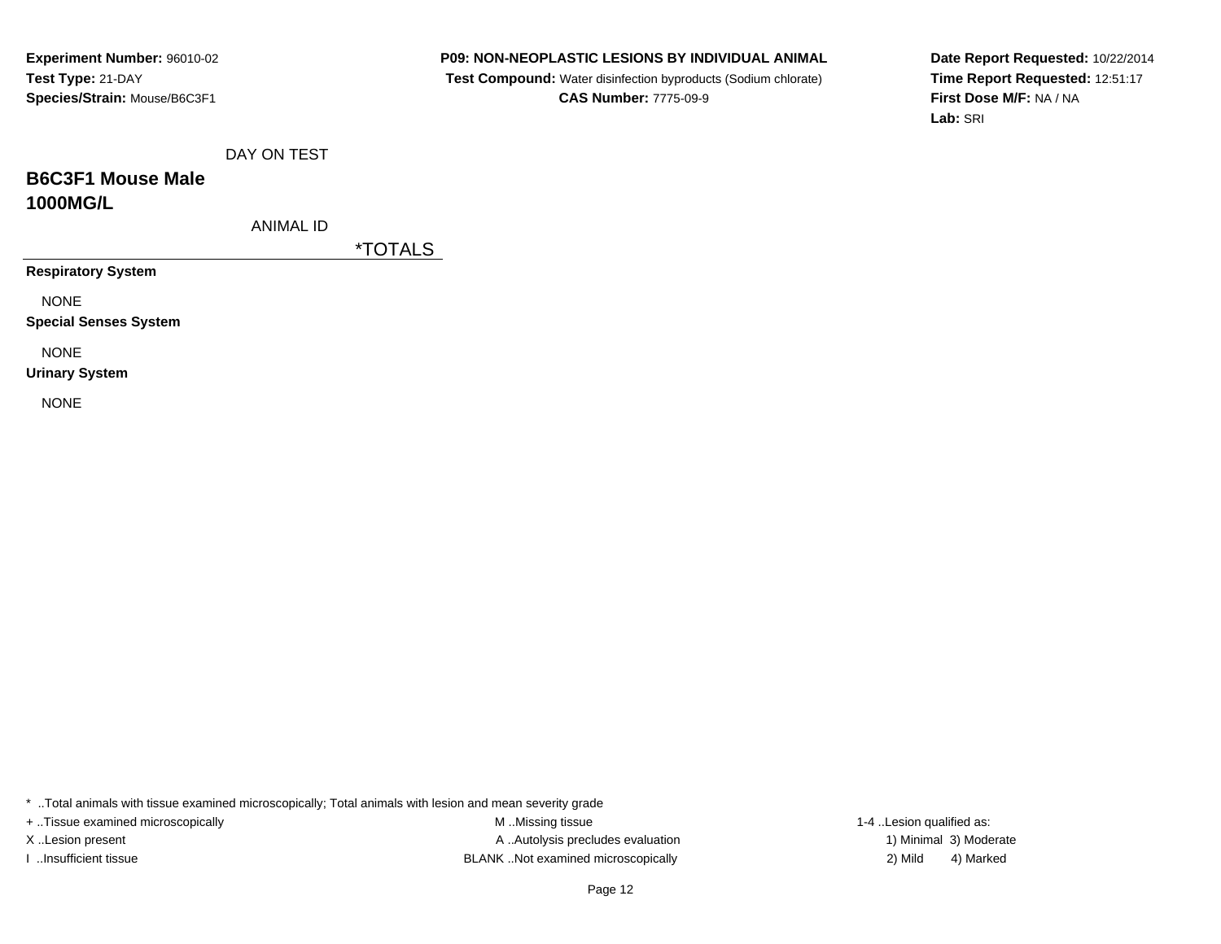**Experiment Number:** 96010-02
**Test Type:** 21-DAY
**Species/Strain:** Mouse/B6C3F1

**P09: NON-NEOPLASTIC LESIONS BY INDIVIDUAL ANIMAL**
**Test Compound:** Water disinfection byproducts (Sodium chlorate)
**CAS Number:** 7775-09-9

**Date Report Requested:** 10/22/2014
**Time Report Requested:** 12:51:17
**First Dose M/F:** NA / NA
**Lab:** SRI

DAY ON TEST

## B6C3F1 Mouse Male
## 1000MG/L

ANIMAL ID

| | *TOTALS |
|---|---|
| **Respiratory System** | |
| NONE | |
| **Special Senses System** | |
| NONE | |
| **Urinary System** | |
| NONE | |

* ..Total animals with tissue examined microscopically; Total animals with lesion and mean severity grade
+ ..Tissue examined microscopically
X ..Lesion present
I ..Insufficient tissue
M ..Missing tissue
A ..Autolysis precludes evaluation
BLANK ..Not examined microscopically
1-4 ..Lesion qualified as:
1) Minimal 3) Moderate
2) Mild 4) Marked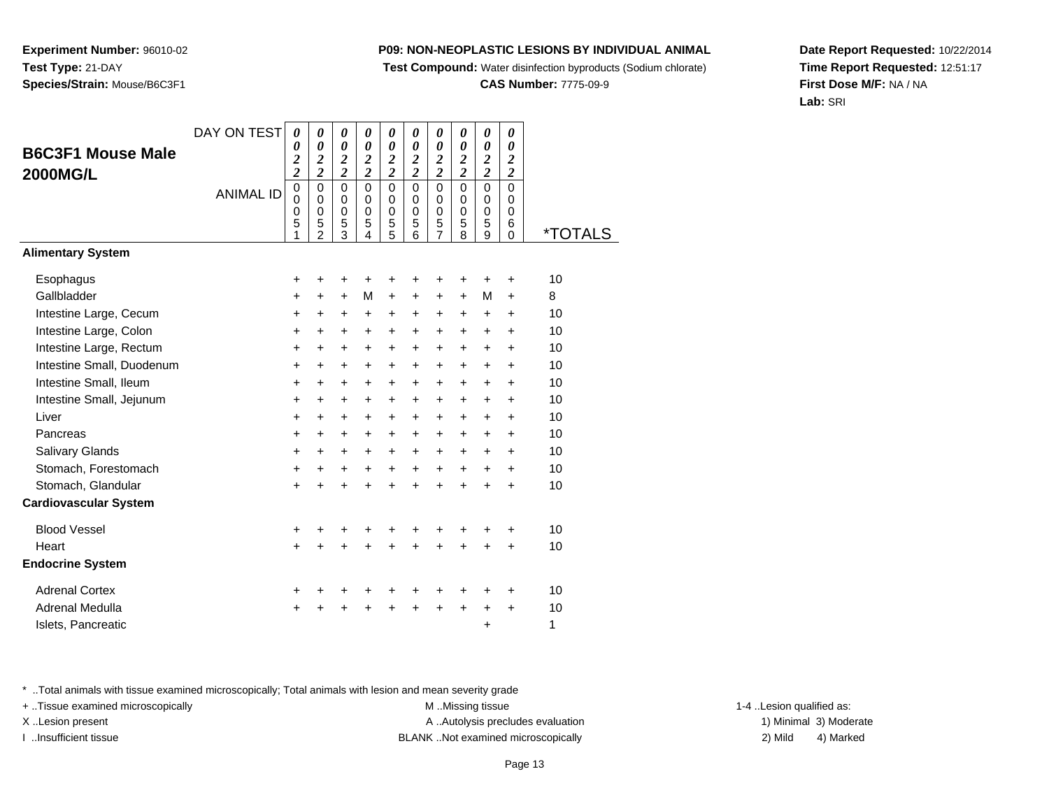**Experiment Number:** 96010-02
**Test Type:** 21-DAY
**Species/Strain:** Mouse/B6C3F1

**P09: NON-NEOPLASTIC LESIONS BY INDIVIDUAL ANIMAL**
**Test Compound:** Water disinfection byproducts (Sodium chlorate)
**CAS Number:** 7775-09-9

**Date Report Requested:** 10/22/2014
**Time Report Requested:** 12:51:17
**First Dose M/F:** NA / NA
**Lab:** SRI

## B6C3F1 Mouse Male 2000MG/L

| DAY ON TEST | 0022 | 0022 | 0022 | 0022 | 0022 | 0022 | 0022 | 0022 | 0022 | 0022 | |
|---|---|---|---|---|---|---|---|---|---|---|---|
| ANIMAL ID | 00051 | 00052 | 00053 | 00054 | 00055 | 00056 | 00057 | 00058 | 00059 | 00060 | *TOTALS |
| **Alimentary System** | | | | | | | | | | | |
| Esophagus | + | + | + | + | + | + | + | + | + | + | 10 |
| Gallbladder | + | + | + | M | + | + | + | + | M | + | 8 |
| Intestine Large, Cecum | + | + | + | + | + | + | + | + | + | + | 10 |
| Intestine Large, Colon | + | + | + | + | + | + | + | + | + | + | 10 |
| Intestine Large, Rectum | + | + | + | + | + | + | + | + | + | + | 10 |
| Intestine Small, Duodenum | + | + | + | + | + | + | + | + | + | + | 10 |
| Intestine Small, Ileum | + | + | + | + | + | + | + | + | + | + | 10 |
| Intestine Small, Jejunum | + | + | + | + | + | + | + | + | + | + | 10 |
| Liver | + | + | + | + | + | + | + | + | + | + | 10 |
| Pancreas | + | + | + | + | + | + | + | + | + | + | 10 |
| Salivary Glands | + | + | + | + | + | + | + | + | + | + | 10 |
| Stomach, Forestomach | + | + | + | + | + | + | + | + | + | + | 10 |
| Stomach, Glandular | + | + | + | + | + | + | + | + | + | + | 10 |
| **Cardiovascular System** | | | | | | | | | | | |
| Blood Vessel | + | + | + | + | + | + | + | + | + | + | 10 |
| Heart | + | + | + | + | + | + | + | + | + | + | 10 |
| **Endocrine System** | | | | | | | | | | | |
| Adrenal Cortex | + | + | + | + | + | + | + | + | + | + | 10 |
| Adrenal Medulla | + | + | + | + | + | + | + | + | + | + | 10 |
| Islets, Pancreatic | | | | | | | | | + | | 1 |

* ..Total animals with tissue examined microscopically; Total animals with lesion and mean severity grade
+ ..Tissue examined microscopically
X ..Lesion present
I ..Insufficient tissue
M ..Missing tissue
A ..Autolysis precludes evaluation
BLANK ..Not examined microscopically
1-4 ..Lesion qualified as:
1) Minimal 2) Mild 3) Moderate 4) Marked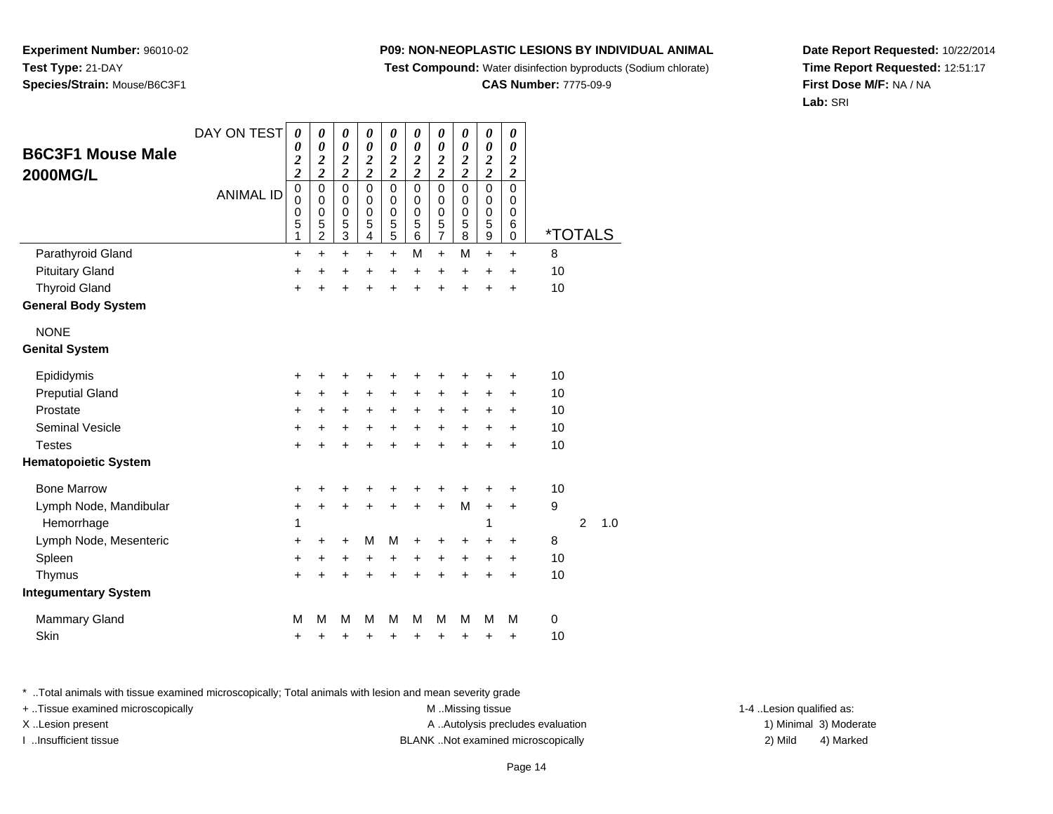**Experiment Number:** 96010-02
**Test Type:** 21-DAY
**Species/Strain:** Mouse/B6C3F1

**P09: NON-NEOPLASTIC LESIONS BY INDIVIDUAL ANIMAL**
**Test Compound:** Water disinfection byproducts (Sodium chlorate)
**CAS Number:** 7775-09-9

**Date Report Requested:** 10/22/2014
**Time Report Requested:** 12:51:17
**First Dose M/F:** NA / NA
**Lab:** SRI

## B6C3F1 Mouse Male 2000MG/L

| DAY ON TEST | 0022 | 0022 | 0022 | 0022 | 0022 | 0022 | 0022 | 0022 | 0022 | 0022 | | | |
|---|---|---|---|---|---|---|---|---|---|---|---|---|---|
| ANIMAL ID | 00051 | 00052 | 00053 | 00054 | 00055 | 00056 | 00057 | 00058 | 00059 | 00060 | *TOTALS | | |
| Parathyroid Gland | + | + | + | + | + | M | + | M | + | + | 8 | | |
| Pituitary Gland | + | + | + | + | + | + | + | + | + | + | 10 | | |
| Thyroid Gland | + | + | + | + | + | + | + | + | + | + | 10 | | |
| **General Body System** | | | | | | | | | | | | | |
| NONE | | | | | | | | | | | | | |
| **Genital System** | | | | | | | | | | | | | |
| Epididymis | + | + | + | + | + | + | + | + | + | + | 10 | | |
| Preputial Gland | + | + | + | + | + | + | + | + | + | + | 10 | | |
| Prostate | + | + | + | + | + | + | + | + | + | + | 10 | | |
| Seminal Vesicle | + | + | + | + | + | + | + | + | + | + | 10 | | |
| Testes | + | + | + | + | + | + | + | + | + | + | 10 | | |
| **Hematopoietic System** | | | | | | | | | | | | | |
| Bone Marrow | + | + | + | + | + | + | + | + | + | + | 10 | | |
| Lymph Node, Mandibular | + | + | + | + | + | + | + | M | + | + | 9 | | |
| Hemorrhage | 1 | | | | | | | | 1 | | | 2 | 1.0 |
| Lymph Node, Mesenteric | + | + | + | M | M | + | + | + | + | + | 8 | | |
| Spleen | + | + | + | + | + | + | + | + | + | + | 10 | | |
| Thymus | + | + | + | + | + | + | + | + | + | + | 10 | | |
| **Integumentary System** | | | | | | | | | | | | | |
| Mammary Gland | M | M | M | M | M | M | M | M | M | M | 0 | | |
| Skin | + | + | + | + | + | + | + | + | + | + | 10 | | |

\* ..Total animals with tissue examined microscopically; Total animals with lesion and mean severity grade
+ ..Tissue examined microscopically
X ..Lesion present
I ..Insufficient tissue
M ..Missing tissue
A ..Autolysis precludes evaluation
BLANK ..Not examined microscopically
1-4 ..Lesion qualified as:
1) Minimal 2) Mild 3) Moderate 4) Marked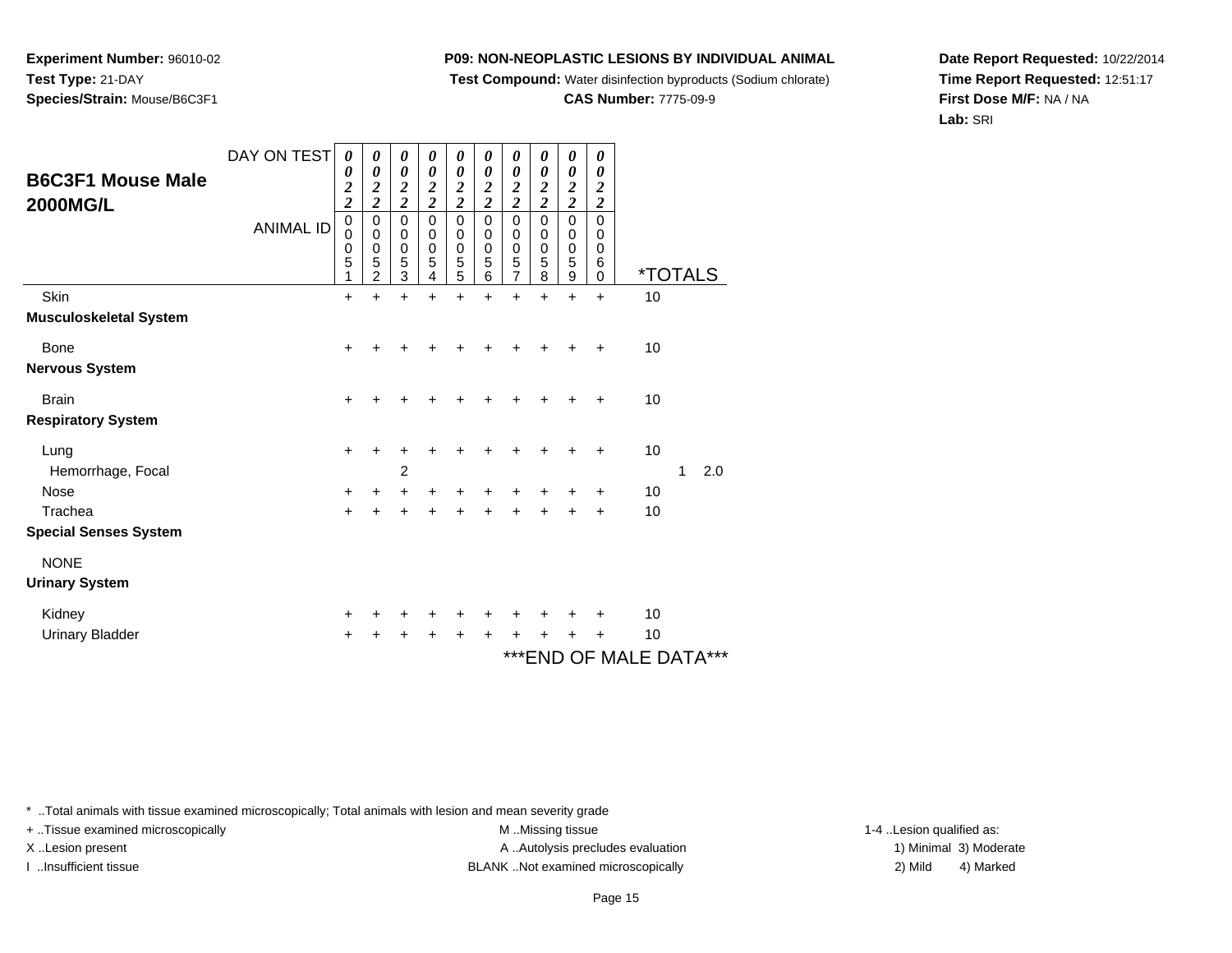**Experiment Number:** 96010-02
**Test Type:** 21-DAY
**Species/Strain:** Mouse/B6C3F1

**P09: NON-NEOPLASTIC LESIONS BY INDIVIDUAL ANIMAL**
**Test Compound:** Water disinfection byproducts (Sodium chlorate)
**CAS Number:** 7775-09-9

**Date Report Requested:** 10/22/2014
**Time Report Requested:** 12:51:17
**First Dose M/F:** NA / NA
**Lab:** SRI

## B6C3F1 Mouse Male 2000MG/L

| DAY ON TEST | 0022 | 0022 | 0022 | 0022 | 0022 | 0022 | 0022 | 0022 | 0022 | 0022 | | | |
|---|---|---|---|---|---|---|---|---|---|---|---|---|---|
| ANIMAL ID | 00051 | 00052 | 00053 | 00054 | 00055 | 00056 | 00057 | 00058 | 00059 | 00060 | *TOTALS | | |
| Skin | + | + | + | + | + | + | + | + | + | + | 10 | | |
| **Musculoskeletal System** | | | | | | | | | | | | | |
| Bone | + | + | + | + | + | + | + | + | + | + | 10 | | |
| **Nervous System** | | | | | | | | | | | | | |
| Brain | + | + | + | + | + | + | + | + | + | + | 10 | | |
| **Respiratory System** | | | | | | | | | | | | | |
| Lung | + | + | + | + | + | + | + | + | + | + | 10 | | |
| Hemorrhage, Focal | | | 2 | | | | | | | | | 1 | 2.0 |
| Nose | + | + | + | + | + | + | + | + | + | + | 10 | | |
| Trachea | + | + | + | + | + | + | + | + | + | + | 10 | | |
| **Special Senses System** | | | | | | | | | | | | | |
| NONE | | | | | | | | | | | | | |
| **Urinary System** | | | | | | | | | | | | | |
| Kidney | + | + | + | + | + | + | + | + | + | + | 10 | | |
| Urinary Bladder | + | + | + | + | + | + | + | + | + | + | 10 | | |

***END OF MALE DATA***

\* ..Total animals with tissue examined microscopically; Total animals with lesion and mean severity grade
+ ..Tissue examined microscopically
X ..Lesion present
I ..Insufficient tissue

M ..Missing tissue
A ..Autolysis precludes evaluation
BLANK ..Not examined microscopically

1-4 ..Lesion qualified as:
1) Minimal 3) Moderate
2) Mild 4) Marked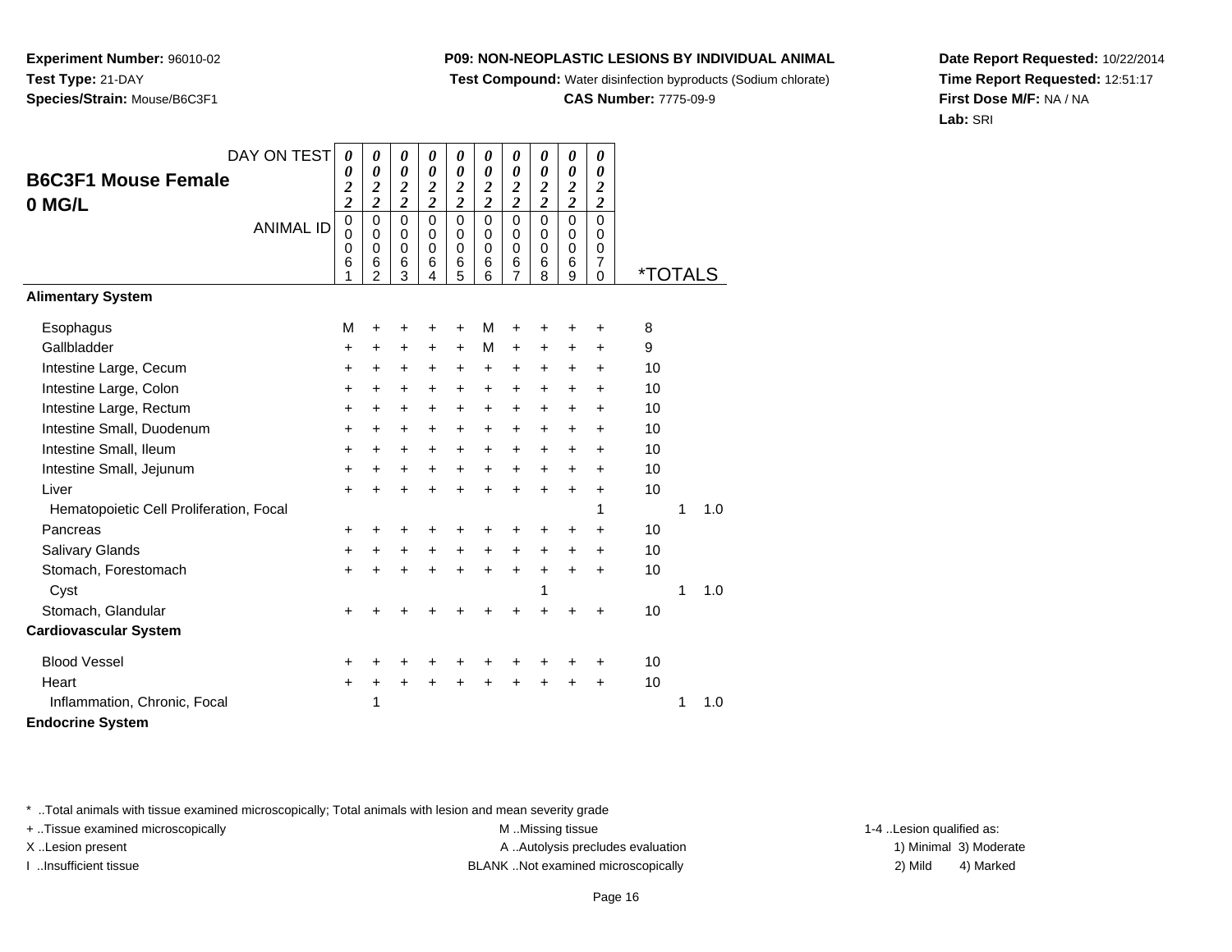**Experiment Number:** 96010-02
**Test Type:** 21-DAY
**Species/Strain:** Mouse/B6C3F1

**P09: NON-NEOPLASTIC LESIONS BY INDIVIDUAL ANIMAL**
**Test Compound:** Water disinfection byproducts (Sodium chlorate)
**CAS Number:** 7775-09-9

**Date Report Requested:** 10/22/2014
**Time Report Requested:** 12:51:17
**First Dose M/F:** NA / NA
**Lab:** SRI

## B6C3F1 Mouse Female
## 0 MG/L

| DAY ON TEST | 0022 | 0022 | 0022 | 0022 | 0022 | 0022 | 0022 | 0022 | 0022 | 0022 | | | |
|---|---|---|---|---|---|---|---|---|---|---|---|---|---|
| ANIMAL ID | 00061 | 00062 | 00063 | 00064 | 00065 | 00066 | 00067 | 00068 | 00069 | 00070 | *TOTALS | | |
| **Alimentary System** | | | | | | | | | | | | | |
| Esophagus | M | + | + | + | + | M | + | + | + | + | 8 | | |
| Gallbladder | + | + | + | + | + | M | + | + | + | + | 9 | | |
| Intestine Large, Cecum | + | + | + | + | + | + | + | + | + | + | 10 | | |
| Intestine Large, Colon | + | + | + | + | + | + | + | + | + | + | 10 | | |
| Intestine Large, Rectum | + | + | + | + | + | + | + | + | + | + | 10 | | |
| Intestine Small, Duodenum | + | + | + | + | + | + | + | + | + | + | 10 | | |
| Intestine Small, Ileum | + | + | + | + | + | + | + | + | + | + | 10 | | |
| Intestine Small, Jejunum | + | + | + | + | + | + | + | + | + | + | 10 | | |
| Liver | + | + | + | + | + | + | + | + | + | + | 10 | | |
| Hematopoietic Cell Proliferation, Focal | | | | | | | | | | 1 | | 1 | 1.0 |
| Pancreas | + | + | + | + | + | + | + | + | + | + | 10 | | |
| Salivary Glands | + | + | + | + | + | + | + | + | + | + | 10 | | |
| Stomach, Forestomach | + | + | + | + | + | + | + | + | + | + | 10 | | |
| Cyst | | | | | | | | 1 | | | | 1 | 1.0 |
| Stomach, Glandular | + | + | + | + | + | + | + | + | + | + | 10 | | |
| **Cardiovascular System** | | | | | | | | | | | | | |
| Blood Vessel | + | + | + | + | + | + | + | + | + | + | 10 | | |
| Heart | + | + | + | + | + | + | + | + | + | + | 10 | | |
| Inflammation, Chronic, Focal | | 1 | | | | | | | | | | 1 | 1.0 |
| **Endocrine System** | | | | | | | | | | | | | |

* ..Total animals with tissue examined microscopically; Total animals with lesion and mean severity grade
+ ..Tissue examined microscopically
X ..Lesion present
I ..Insufficient tissue
M ..Missing tissue
A ..Autolysis precludes evaluation
BLANK ..Not examined microscopically
1-4 ..Lesion qualified as:
1) Minimal 3) Moderate
2) Mild 4) Marked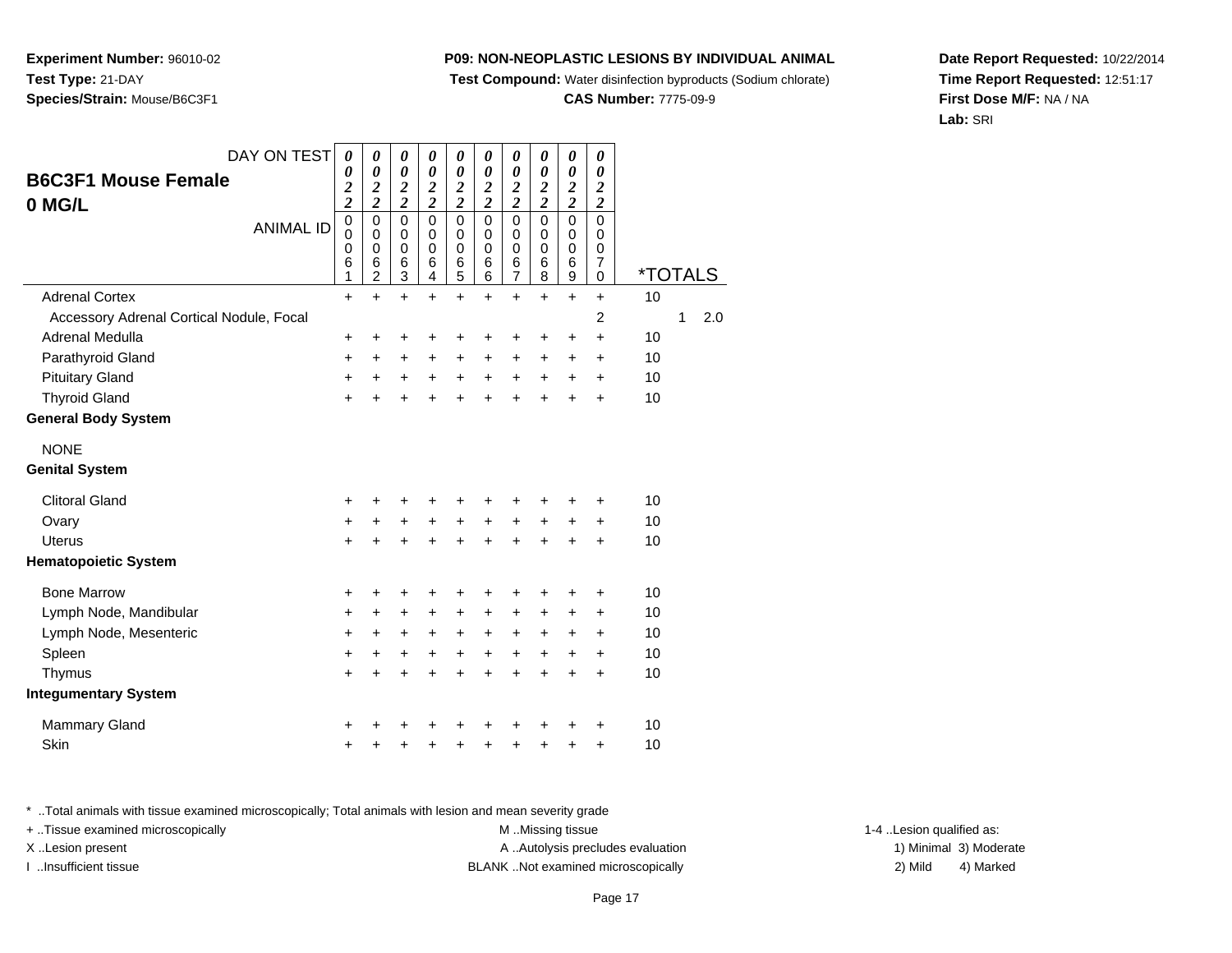**Experiment Number:** 96010-02
**Test Type:** 21-DAY
**Species/Strain:** Mouse/B6C3F1

**P09: NON-NEOPLASTIC LESIONS BY INDIVIDUAL ANIMAL**
**Test Compound:** Water disinfection byproducts (Sodium chlorate)
**CAS Number:** 7775-09-9

**Date Report Requested:** 10/22/2014
**Time Report Requested:** 12:51:17
**First Dose M/F:** NA / NA
**Lab:** SRI

## B6C3F1 Mouse Female
## 0 MG/L

| DAY ON TEST | 0022 | 0022 | 0022 | 0022 | 0022 | 0022 | 0022 | 0022 | 0022 | 0022 | | | |
|---|---|---|---|---|---|---|---|---|---|---|---|---|---|
| **ANIMAL ID** | 00061 | 00062 | 00063 | 00064 | 00065 | 00066 | 00067 | 00068 | 00069 | 00070 | ***TOTALS** | | |
| Adrenal Cortex | + | + | + | + | + | + | + | + | + | + | 10 | | |
| Accessory Adrenal Cortical Nodule, Focal | | | | | | | | | | 2 | | 1 | 2.0 |
| Adrenal Medulla | + | + | + | + | + | + | + | + | + | + | 10 | | |
| Parathyroid Gland | + | + | + | + | + | + | + | + | + | + | 10 | | |
| Pituitary Gland | + | + | + | + | + | + | + | + | + | + | 10 | | |
| Thyroid Gland | + | + | + | + | + | + | + | + | + | + | 10 | | |
| **General Body System** | | | | | | | | | | | | | |
| NONE | | | | | | | | | | | | | |
| **Genital System** | | | | | | | | | | | | | |
| Clitoral Gland | + | + | + | + | + | + | + | + | + | + | 10 | | |
| Ovary | + | + | + | + | + | + | + | + | + | + | 10 | | |
| Uterus | + | + | + | + | + | + | + | + | + | + | 10 | | |
| **Hematopoietic System** | | | | | | | | | | | | | |
| Bone Marrow | + | + | + | + | + | + | + | + | + | + | 10 | | |
| Lymph Node, Mandibular | + | + | + | + | + | + | + | + | + | + | 10 | | |
| Lymph Node, Mesenteric | + | + | + | + | + | + | + | + | + | + | 10 | | |
| Spleen | + | + | + | + | + | + | + | + | + | + | 10 | | |
| Thymus | + | + | + | + | + | + | + | + | + | + | 10 | | |
| **Integumentary System** | | | | | | | | | | | | | |
| Mammary Gland | + | + | + | + | + | + | + | + | + | + | 10 | | |
| Skin | + | + | + | + | + | + | + | + | + | + | 10 | | |

* ..Total animals with tissue examined microscopically; Total animals with lesion and mean severity grade
+ ..Tissue examined microscopically
X ..Lesion present
I ..Insufficient tissue

M ..Missing tissue
A ..Autolysis precludes evaluation
BLANK ..Not examined microscopically

1-4 ..Lesion qualified as:
1) Minimal 3) Moderate
2) Mild 4) Marked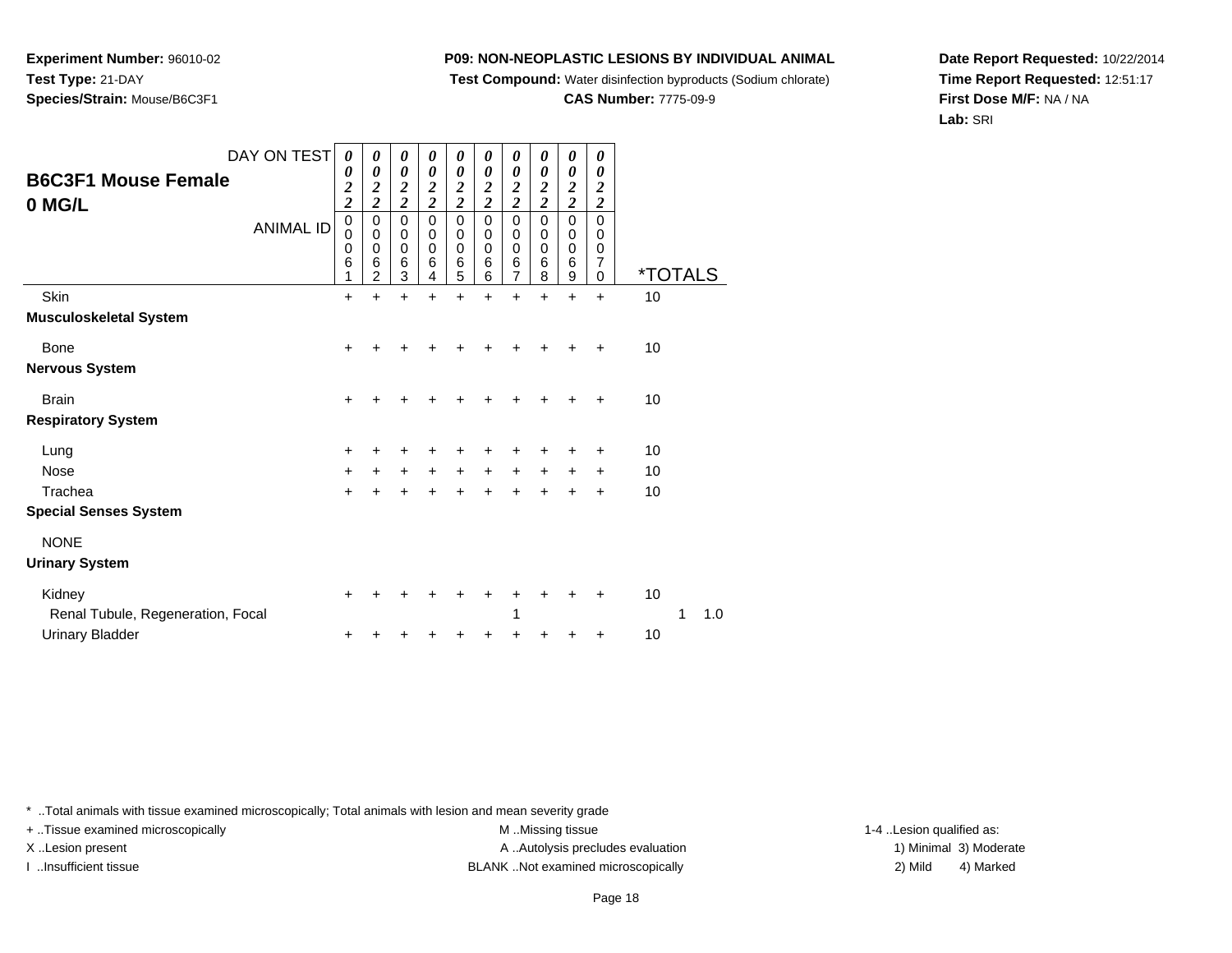**Experiment Number:** 96010-02
**Test Type:** 21-DAY
**Species/Strain:** Mouse/B6C3F1

**P09: NON-NEOPLASTIC LESIONS BY INDIVIDUAL ANIMAL**
**Test Compound:** Water disinfection byproducts (Sodium chlorate)
**CAS Number:** 7775-09-9

**Date Report Requested:** 10/22/2014
**Time Report Requested:** 12:51:17
**First Dose M/F:** NA / NA
**Lab:** SRI

## B6C3F1 Mouse Female 0 MG/L

| DAY ON TEST | 0022 | 0022 | 0022 | 0022 | 0022 | 0022 | 0022 | 0022 | 0022 | 0022 | | | |
|---|---|---|---|---|---|---|---|---|---|---|---|---|---|
| ANIMAL ID | 00061 | 00062 | 00063 | 00064 | 00065 | 00066 | 00067 | 00068 | 00069 | 00070 | *TOTALS | | |
| Skin | + | + | + | + | + | + | + | + | + | + | 10 | | |
| **Musculoskeletal System** | | | | | | | | | | | | | |
| Bone | + | + | + | + | + | + | + | + | + | + | 10 | | |
| **Nervous System** | | | | | | | | | | | | | |
| Brain | + | + | + | + | + | + | + | + | + | + | 10 | | |
| **Respiratory System** | | | | | | | | | | | | | |
| Lung | + | + | + | + | + | + | + | + | + | + | 10 | | |
| Nose | + | + | + | + | + | + | + | + | + | + | 10 | | |
| Trachea | + | + | + | + | + | + | + | + | + | + | 10 | | |
| **Special Senses System** | | | | | | | | | | | | | |
| NONE | | | | | | | | | | | | | |
| **Urinary System** | | | | | | | | | | | | | |
| Kidney | + | + | + | + | + | + | + | + | + | + | 10 | | |
| Renal Tubule, Regeneration, Focal | | | | | | | 1 | | | | | 1 | 1.0 |
| Urinary Bladder | + | + | + | + | + | + | + | + | + | + | 10 | | |

* ..Total animals with tissue examined microscopically; Total animals with lesion and mean severity grade
+ ..Tissue examined microscopically
X ..Lesion present
I ..Insufficient tissue
M ..Missing tissue
A ..Autolysis precludes evaluation
BLANK ..Not examined microscopically
1-4 ..Lesion qualified as:
1) Minimal 2) Mild 3) Moderate 4) Marked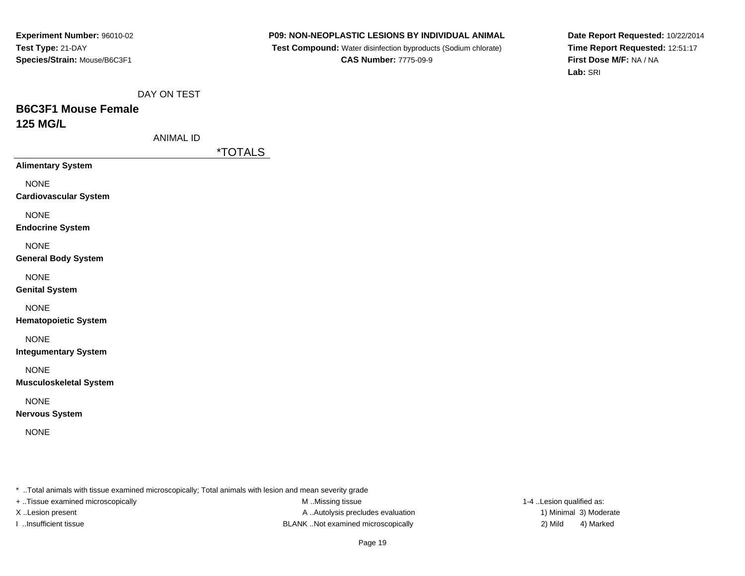**Experiment Number:** 96010-02
**Test Type:** 21-DAY
**Species/Strain:** Mouse/B6C3F1

**P09: NON-NEOPLASTIC LESIONS BY INDIVIDUAL ANIMAL**
**Test Compound:** Water disinfection byproducts (Sodium chlorate)
**CAS Number:** 7775-09-9

**Date Report Requested:** 10/22/2014
**Time Report Requested:** 12:51:17
**First Dose M/F:** NA / NA
**Lab:** SRI

DAY ON TEST

## B6C3F1 Mouse Female
## 125 MG/L

ANIMAL ID

| | *TOTALS |
|---|---|
| **Alimentary System** | |
| NONE | |
| **Cardiovascular System** | |
| NONE | |
| **Endocrine System** | |
| NONE | |
| **General Body System** | |
| NONE | |
| **Genital System** | |
| NONE | |
| **Hematopoietic System** | |
| NONE | |
| **Integumentary System** | |
| NONE | |
| **Musculoskeletal System** | |
| NONE | |
| **Nervous System** | |
| NONE | |

* ..Total animals with tissue examined microscopically; Total animals with lesion and mean severity grade
+ ..Tissue examined microscopically
X ..Lesion present
I ..Insufficient tissue

M ..Missing tissue
A ..Autolysis precludes evaluation
BLANK ..Not examined microscopically

1-4 ..Lesion qualified as:
1) Minimal 3) Moderate
2) Mild 4) Marked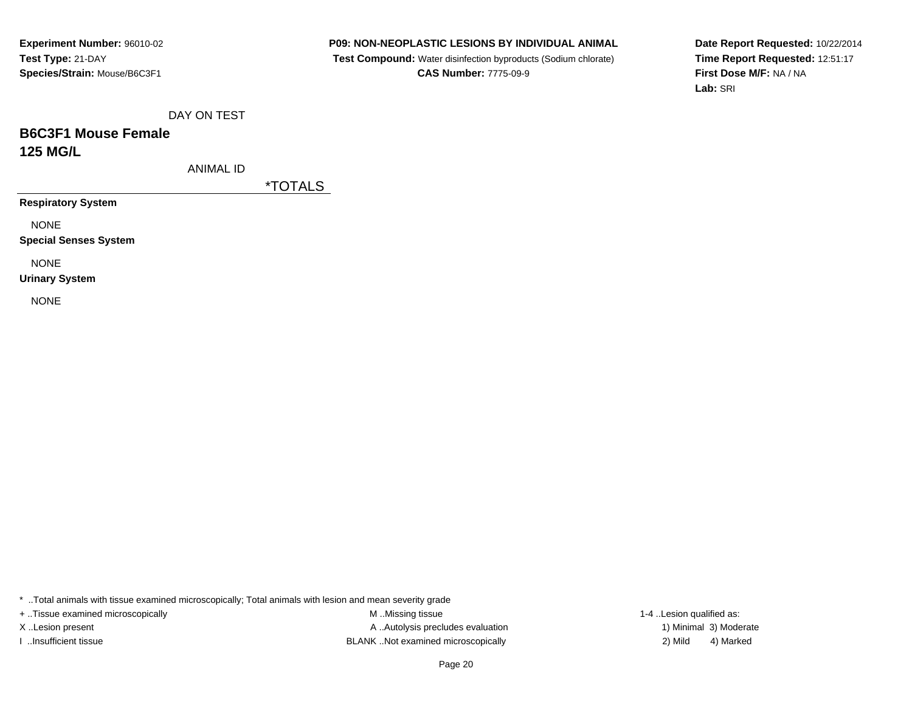**Experiment Number:** 96010-02
**Test Type:** 21-DAY
**Species/Strain:** Mouse/B6C3F1

**P09: NON-NEOPLASTIC LESIONS BY INDIVIDUAL ANIMAL**
**Test Compound:** Water disinfection byproducts (Sodium chlorate)
**CAS Number:** 7775-09-9

**Date Report Requested:** 10/22/2014
**Time Report Requested:** 12:51:17
**First Dose M/F:** NA / NA
**Lab:** SRI

DAY ON TEST

## B6C3F1 Mouse Female
## 125 MG/L

ANIMAL ID

*TOTALS

**Respiratory System**

NONE

**Special Senses System**

NONE

**Urinary System**

NONE

* ..Total animals with tissue examined microscopically; Total animals with lesion and mean severity grade
+ ..Tissue examined microscopically
X ..Lesion present
I ..Insufficient tissue
M ..Missing tissue
A ..Autolysis precludes evaluation
BLANK ..Not examined microscopically
1-4 ..Lesion qualified as:
1) Minimal 3) Moderate
2) Mild 4) Marked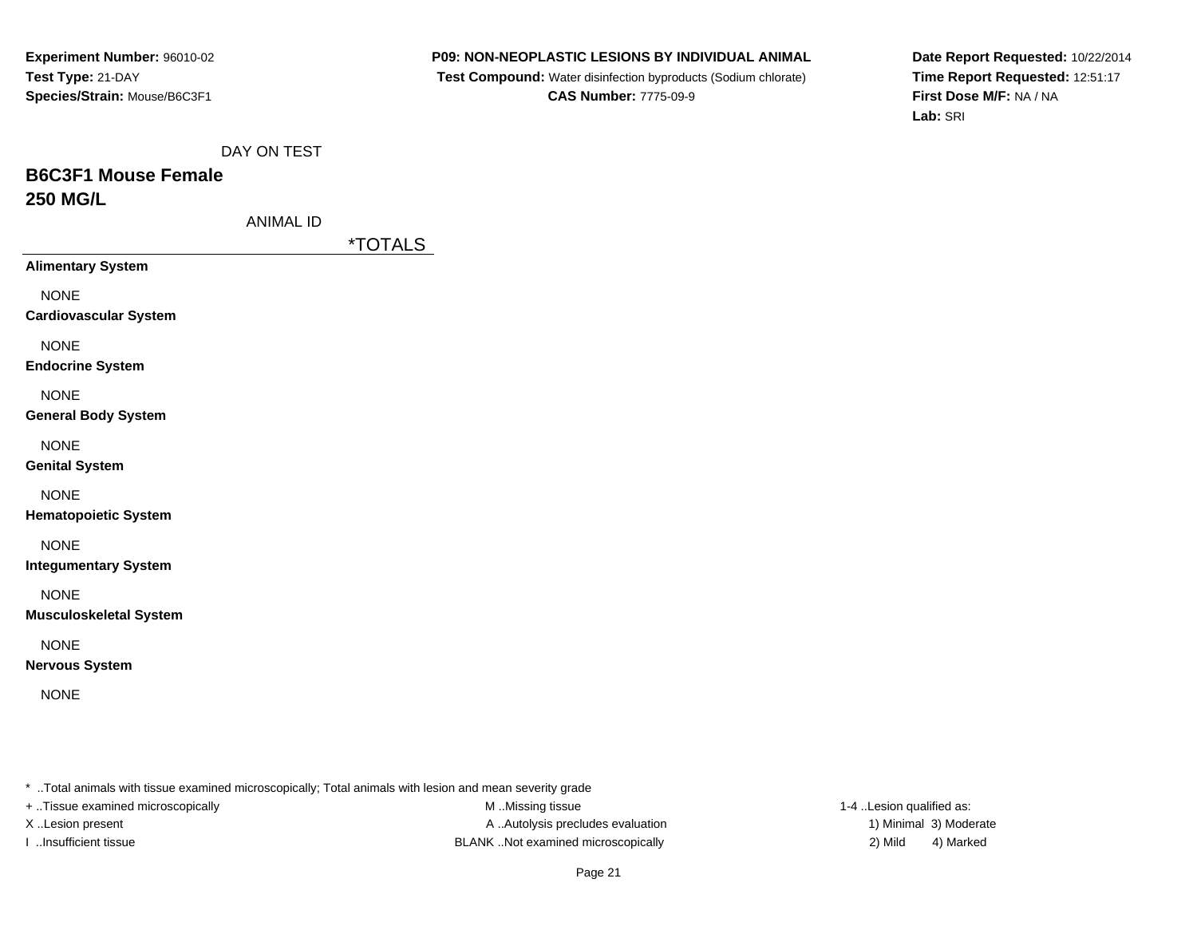**Experiment Number:** 96010-02
**Test Type:** 21-DAY
**Species/Strain:** Mouse/B6C3F1

**P09: NON-NEOPLASTIC LESIONS BY INDIVIDUAL ANIMAL**
**Test Compound:** Water disinfection byproducts (Sodium chlorate)
**CAS Number:** 7775-09-9

**Date Report Requested:** 10/22/2014
**Time Report Requested:** 12:51:17
**First Dose M/F:** NA / NA
**Lab:** SRI

DAY ON TEST

## B6C3F1 Mouse Female
## 250 MG/L

ANIMAL ID

| | *TOTALS |
|---|---|
| **Alimentary System** | |
| NONE | |
| **Cardiovascular System** | |
| NONE | |
| **Endocrine System** | |
| NONE | |
| **General Body System** | |
| NONE | |
| **Genital System** | |
| NONE | |
| **Hematopoietic System** | |
| NONE | |
| **Integumentary System** | |
| NONE | |
| **Musculoskeletal System** | |
| NONE | |
| **Nervous System** | |
| NONE | |

\* ..Total animals with tissue examined microscopically; Total animals with lesion and mean severity grade
+ ..Tissue examined microscopically
X ..Lesion present
I ..Insufficient tissue

M ..Missing tissue
A ..Autolysis precludes evaluation
BLANK ..Not examined microscopically

1-4 ..Lesion qualified as:
1) Minimal 3) Moderate
2) Mild 4) Marked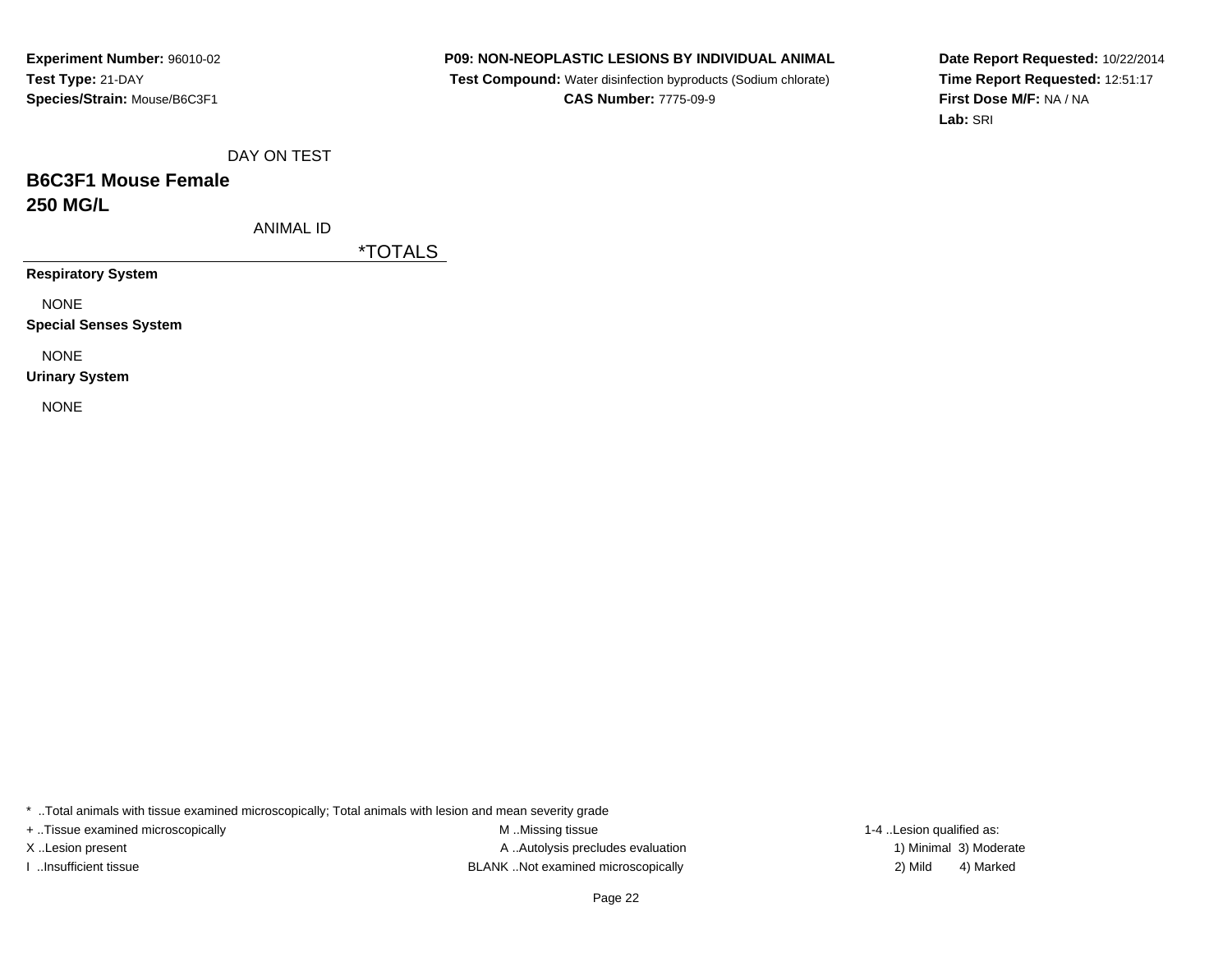**Experiment Number:** 96010-02
**Test Type:** 21-DAY
**Species/Strain:** Mouse/B6C3F1

**P09: NON-NEOPLASTIC LESIONS BY INDIVIDUAL ANIMAL**
**Test Compound:** Water disinfection byproducts (Sodium chlorate)
**CAS Number:** 7775-09-9

**Date Report Requested:** 10/22/2014
**Time Report Requested:** 12:51:17
**First Dose M/F:** NA / NA
**Lab:** SRI

DAY ON TEST

## B6C3F1 Mouse Female
## 250 MG/L

ANIMAL ID

| | *TOTALS |
|---|---|
| **Respiratory System** | |
| NONE | |
| **Special Senses System** | |
| NONE | |
| **Urinary System** | |
| NONE | |

* ..Total animals with tissue examined microscopically; Total animals with lesion and mean severity grade
+ ..Tissue examined microscopically
X ..Lesion present
I ..Insufficient tissue
M ..Missing tissue
A ..Autolysis precludes evaluation
BLANK ..Not examined microscopically
1-4 ..Lesion qualified as:
1) Minimal 3) Moderate
2) Mild 4) Marked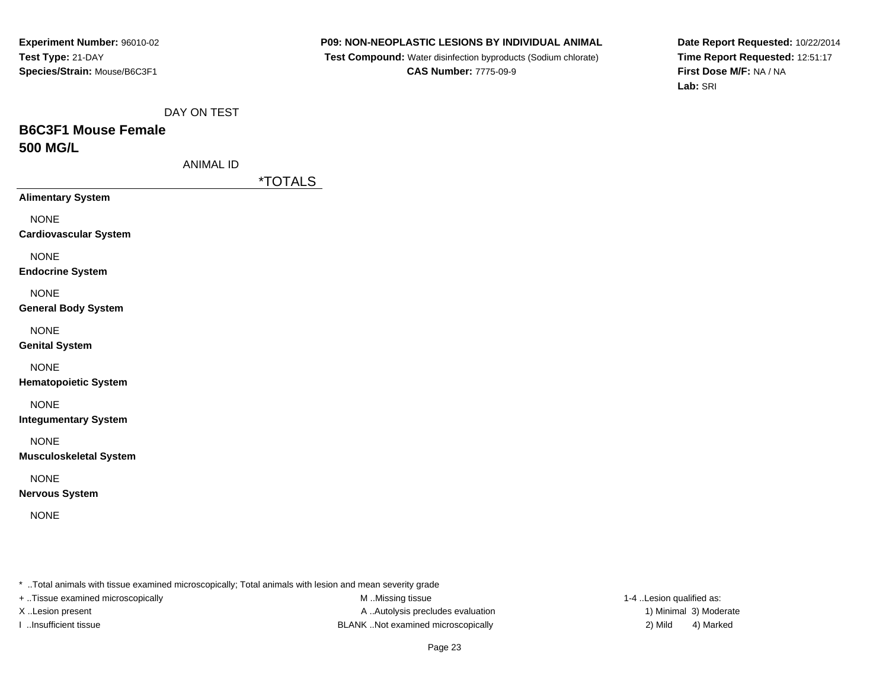**Experiment Number:** 96010-02
**Test Type:** 21-DAY
**Species/Strain:** Mouse/B6C3F1

**P09: NON-NEOPLASTIC LESIONS BY INDIVIDUAL ANIMAL**
**Test Compound:** Water disinfection byproducts (Sodium chlorate)
**CAS Number:** 7775-09-9

**Date Report Requested:** 10/22/2014
**Time Report Requested:** 12:51:17
**First Dose M/F:** NA / NA
**Lab:** SRI

DAY ON TEST

## B6C3F1 Mouse Female
## 500 MG/L

ANIMAL ID

| | *TOTALS |
|---|---|
| **Alimentary System** | |
| NONE | |
| **Cardiovascular System** | |
| NONE | |
| **Endocrine System** | |
| NONE | |
| **General Body System** | |
| NONE | |
| **Genital System** | |
| NONE | |
| **Hematopoietic System** | |
| NONE | |
| **Integumentary System** | |
| NONE | |
| **Musculoskeletal System** | |
| NONE | |
| **Nervous System** | |
| NONE | |

* ..Total animals with tissue examined microscopically; Total animals with lesion and mean severity grade
+ ..Tissue examined microscopically
X ..Lesion present
I ..Insufficient tissue
M ..Missing tissue
A ..Autolysis precludes evaluation
BLANK ..Not examined microscopically
1-4 ..Lesion qualified as:
1) Minimal 3) Moderate
2) Mild 4) Marked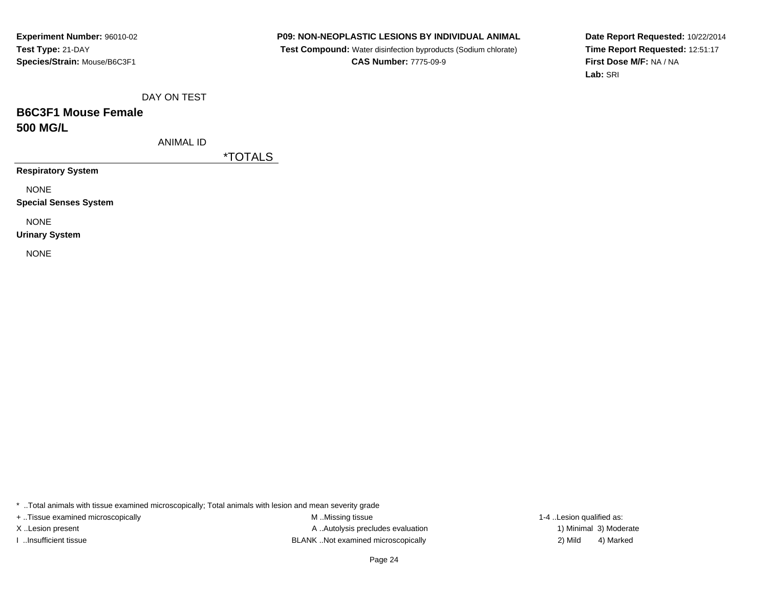**Experiment Number:** 96010-02
**Test Type:** 21-DAY
**Species/Strain:** Mouse/B6C3F1

**P09: NON-NEOPLASTIC LESIONS BY INDIVIDUAL ANIMAL**
**Test Compound:** Water disinfection byproducts (Sodium chlorate)
**CAS Number:** 7775-09-9

**Date Report Requested:** 10/22/2014
**Time Report Requested:** 12:51:17
**First Dose M/F:** NA / NA
**Lab:** SRI

DAY ON TEST

## B6C3F1 Mouse Female
## 500 MG/L

ANIMAL ID

| | *TOTALS |
|---|---|
| **Respiratory System** | |
| NONE | |
| **Special Senses System** | |
| NONE | |
| **Urinary System** | |
| NONE | |

\* ..Total animals with tissue examined microscopically; Total animals with lesion and mean severity grade
+ ..Tissue examined microscopically
X ..Lesion present
I ..Insufficient tissue
M ..Missing tissue
A ..Autolysis precludes evaluation
BLANK ..Not examined microscopically
1-4 ..Lesion qualified as:
1) Minimal 3) Moderate
2) Mild 4) Marked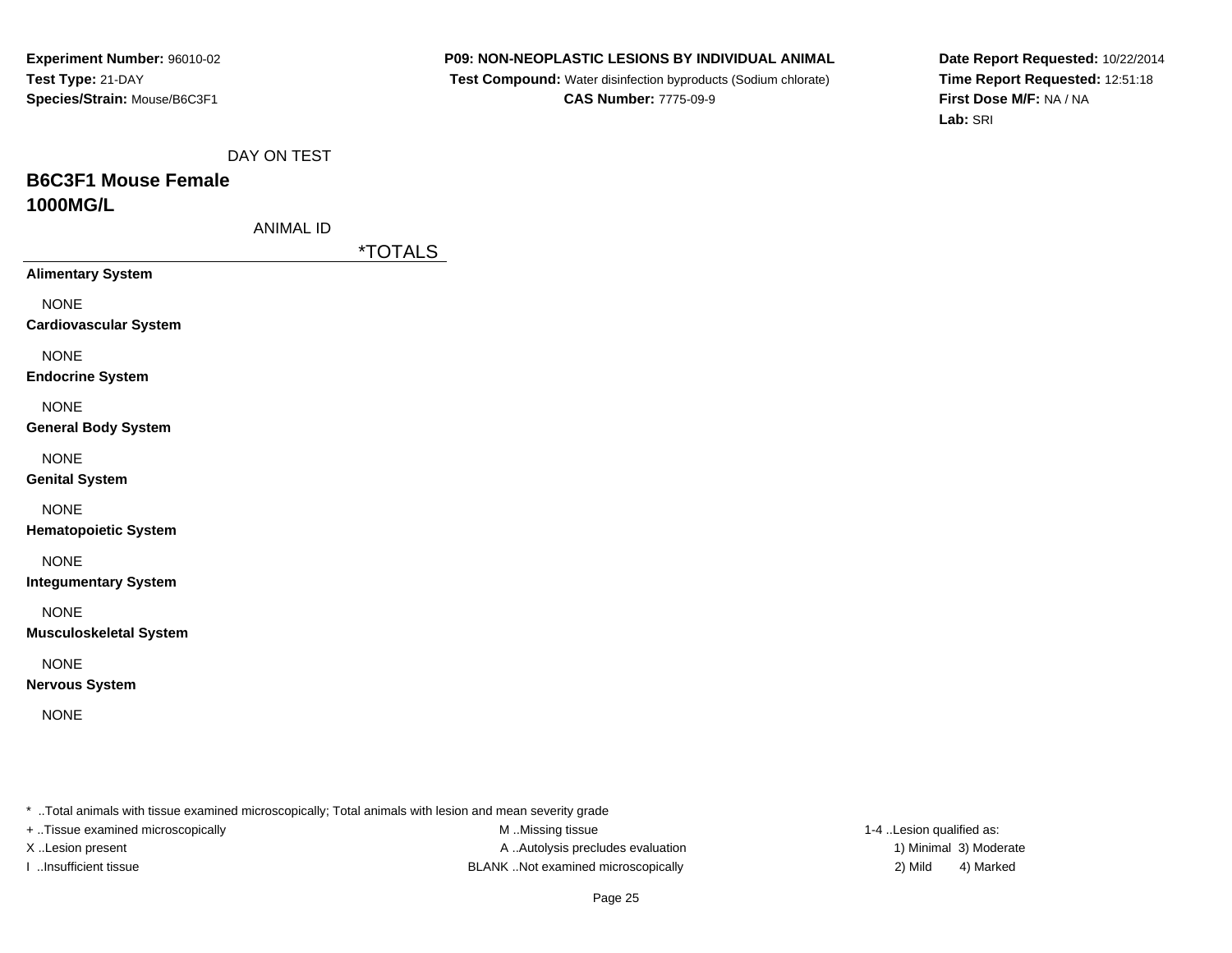**Experiment Number:** 96010-02
**Test Type:** 21-DAY
**Species/Strain:** Mouse/B6C3F1

**P09: NON-NEOPLASTIC LESIONS BY INDIVIDUAL ANIMAL**
**Test Compound:** Water disinfection byproducts (Sodium chlorate)
**CAS Number:** 7775-09-9

**Date Report Requested:** 10/22/2014
**Time Report Requested:** 12:51:18
**First Dose M/F:** NA / NA
**Lab:** SRI

DAY ON TEST

## B6C3F1 Mouse Female
## 1000MG/L

ANIMAL ID

*TOTALS

**Alimentary System**

NONE

**Cardiovascular System**

NONE

**Endocrine System**

NONE

**General Body System**

NONE

**Genital System**

NONE

**Hematopoietic System**

NONE

**Integumentary System**

NONE

**Musculoskeletal System**

NONE

**Nervous System**

NONE

* ..Total animals with tissue examined microscopically; Total animals with lesion and mean severity grade
+ ..Tissue examined microscopically
X ..Lesion present
I ..Insufficient tissue
M ..Missing tissue
A ..Autolysis precludes evaluation
BLANK ..Not examined microscopically
1-4 ..Lesion qualified as:
1) Minimal 3) Moderate
2) Mild 4) Marked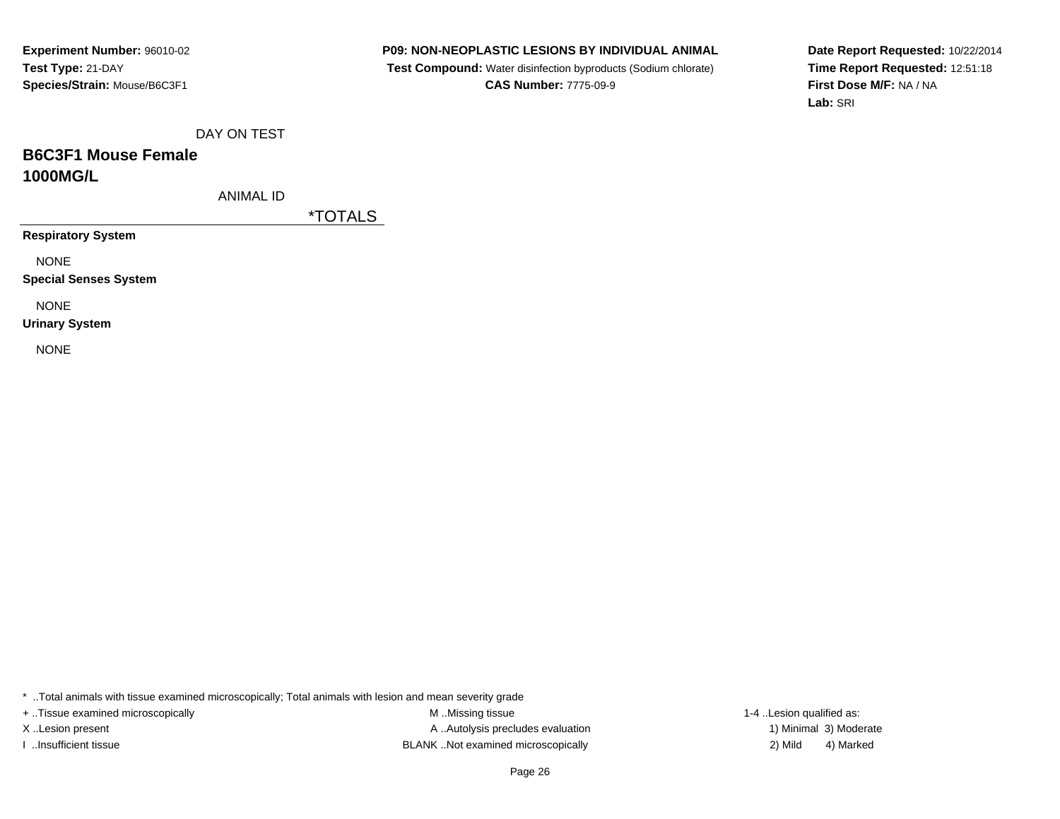**Experiment Number:** 96010-02
**Test Type:** 21-DAY
**Species/Strain:** Mouse/B6C3F1

**P09: NON-NEOPLASTIC LESIONS BY INDIVIDUAL ANIMAL**
**Test Compound:** Water disinfection byproducts (Sodium chlorate)
**CAS Number:** 7775-09-9

**Date Report Requested:** 10/22/2014
**Time Report Requested:** 12:51:18
**First Dose M/F:** NA / NA
**Lab:** SRI

DAY ON TEST

## B6C3F1 Mouse Female
## 1000MG/L

ANIMAL ID

| | *TOTALS |
|---|---|
| **Respiratory System** | |
| NONE | |
| **Special Senses System** | |
| NONE | |
| **Urinary System** | |
| NONE | |

* ..Total animals with tissue examined microscopically; Total animals with lesion and mean severity grade
+ ..Tissue examined microscopically
X ..Lesion present
I ..Insufficient tissue

M ..Missing tissue
A ..Autolysis precludes evaluation
BLANK ..Not examined microscopically

1-4 ..Lesion qualified as:
1) Minimal 3) Moderate
2) Mild 4) Marked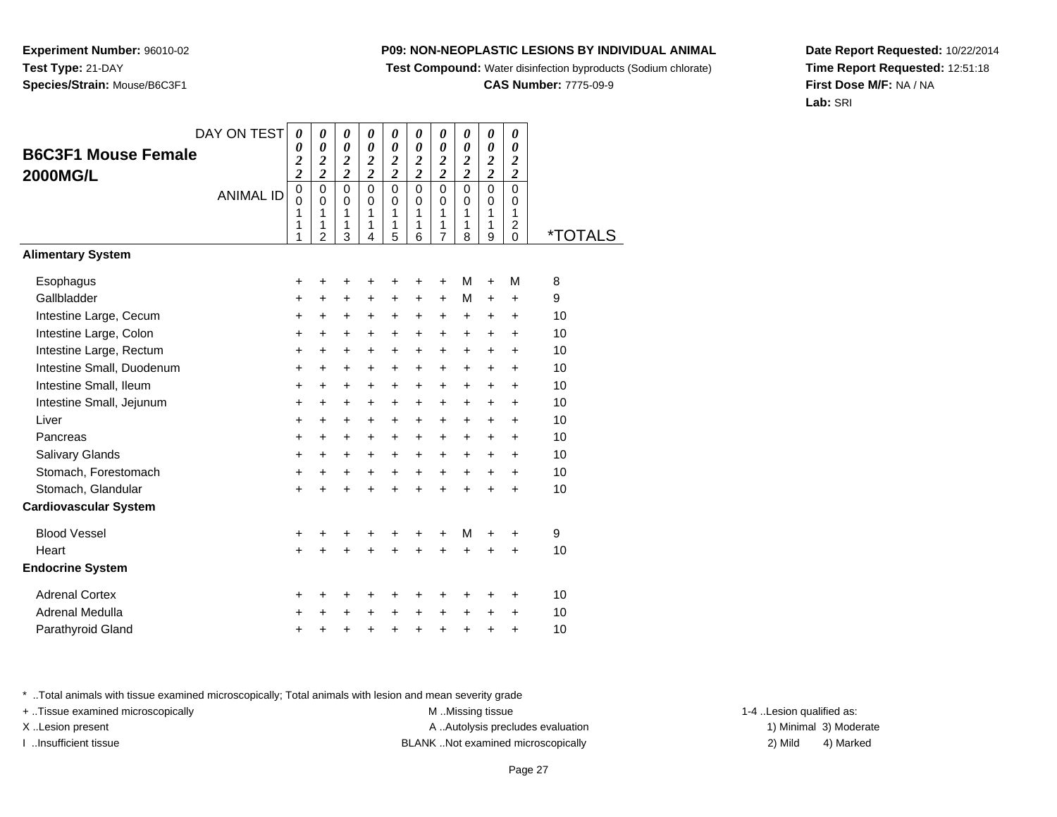**Experiment Number:** 96010-02
**Test Type:** 21-DAY
**Species/Strain:** Mouse/B6C3F1

**P09: NON-NEOPLASTIC LESIONS BY INDIVIDUAL ANIMAL**
**Test Compound:** Water disinfection byproducts (Sodium chlorate)
**CAS Number:** 7775-09-9

**Date Report Requested:** 10/22/2014
**Time Report Requested:** 12:51:18
**First Dose M/F:** NA / NA
**Lab:** SRI

## B6C3F1 Mouse Female 2000MG/L

| DAY ON TEST | 0022 | 0022 | 0022 | 0022 | 0022 | 0022 | 0022 | 0022 | 0022 | 0022 | |
|---|---|---|---|---|---|---|---|---|---|---|---|
| ANIMAL ID | 00111 | 00112 | 00113 | 00114 | 00115 | 00116 | 00117 | 00118 | 00119 | 00120 | *TOTALS |
| **Alimentary System** | | | | | | | | | | | |
| Esophagus | + | + | + | + | + | + | + | M | + | M | 8 |
| Gallbladder | + | + | + | + | + | + | + | M | + | + | 9 |
| Intestine Large, Cecum | + | + | + | + | + | + | + | + | + | + | 10 |
| Intestine Large, Colon | + | + | + | + | + | + | + | + | + | + | 10 |
| Intestine Large, Rectum | + | + | + | + | + | + | + | + | + | + | 10 |
| Intestine Small, Duodenum | + | + | + | + | + | + | + | + | + | + | 10 |
| Intestine Small, Ileum | + | + | + | + | + | + | + | + | + | + | 10 |
| Intestine Small, Jejunum | + | + | + | + | + | + | + | + | + | + | 10 |
| Liver | + | + | + | + | + | + | + | + | + | + | 10 |
| Pancreas | + | + | + | + | + | + | + | + | + | + | 10 |
| Salivary Glands | + | + | + | + | + | + | + | + | + | + | 10 |
| Stomach, Forestomach | + | + | + | + | + | + | + | + | + | + | 10 |
| Stomach, Glandular | + | + | + | + | + | + | + | + | + | + | 10 |
| **Cardiovascular System** | | | | | | | | | | | |
| Blood Vessel | + | + | + | + | + | + | + | M | + | + | 9 |
| Heart | + | + | + | + | + | + | + | + | + | + | 10 |
| **Endocrine System** | | | | | | | | | | | |
| Adrenal Cortex | + | + | + | + | + | + | + | + | + | + | 10 |
| Adrenal Medulla | + | + | + | + | + | + | + | + | + | + | 10 |
| Parathyroid Gland | + | + | + | + | + | + | + | + | + | + | 10 |

* ..Total animals with tissue examined microscopically; Total animals with lesion and mean severity grade
+ ..Tissue examined microscopically
X ..Lesion present
I ..Insufficient tissue
M ..Missing tissue
A ..Autolysis precludes evaluation
BLANK ..Not examined microscopically
1-4 ..Lesion qualified as:
1) Minimal 2) Mild 3) Moderate 4) Marked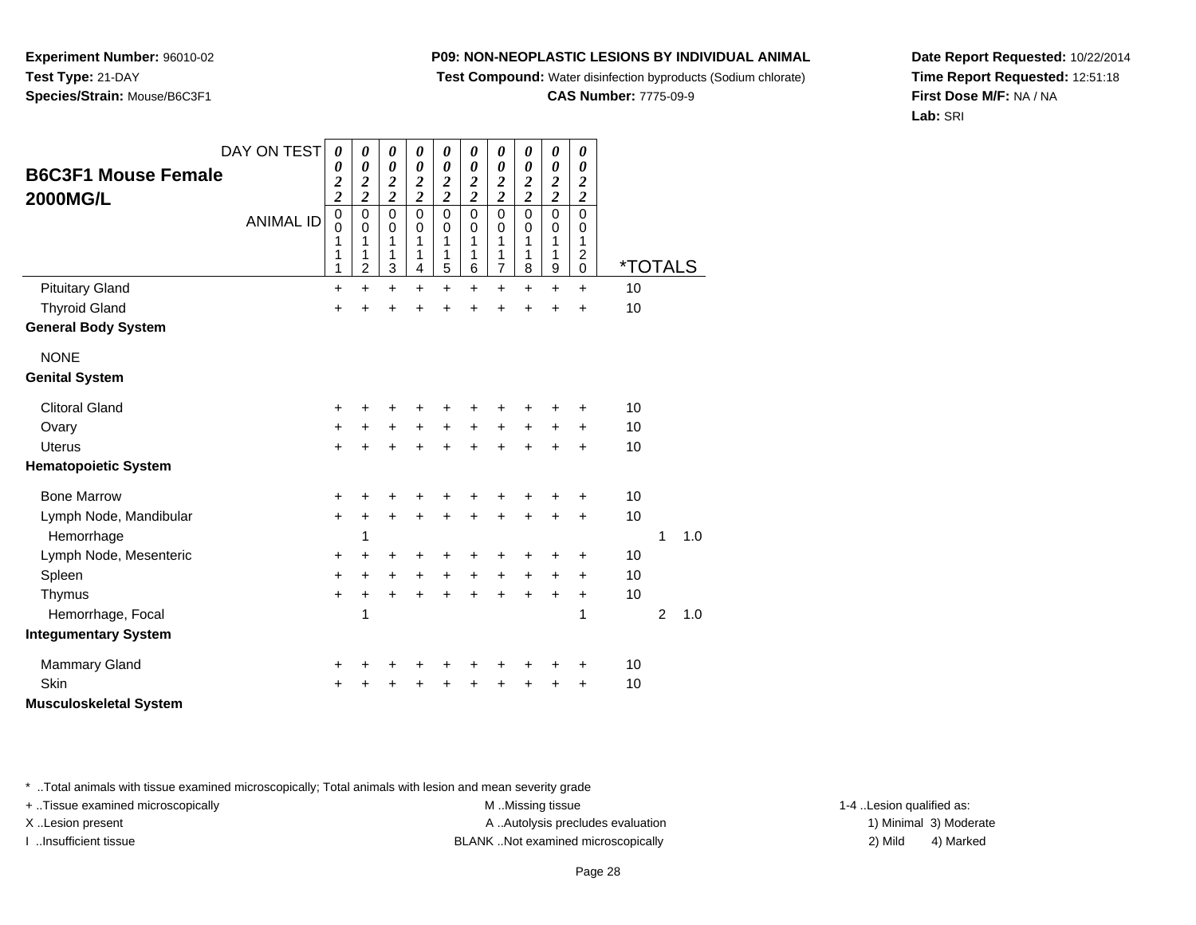**Experiment Number:** 96010-02
**Test Type:** 21-DAY
**Species/Strain:** Mouse/B6C3F1

**P09: NON-NEOPLASTIC LESIONS BY INDIVIDUAL ANIMAL**
**Test Compound:** Water disinfection byproducts (Sodium chlorate)
**CAS Number:** 7775-09-9

**Date Report Requested:** 10/22/2014
**Time Report Requested:** 12:51:18
**First Dose M/F:** NA / NA
**Lab:** SRI

| B6C3F1 Mouse Female 2000MG/L — DAY ON TEST | 0022 | 0022 | 0022 | 0022 | 0022 | 0022 | 0022 | 0022 | 0022 | 0022 | | | |
|---|---|---|---|---|---|---|---|---|---|---|---|---|---|
| ANIMAL ID | 00111 | 00112 | 00113 | 00114 | 00115 | 00116 | 00117 | 00118 | 00119 | 00120 | *TOTALS | | |
| Pituitary Gland | + | + | + | + | + | + | + | + | + | + | 10 | | |
| Thyroid Gland | + | + | + | + | + | + | + | + | + | + | 10 | | |
| **General Body System** | | | | | | | | | | | | | |
| NONE | | | | | | | | | | | | | |
| **Genital System** | | | | | | | | | | | | | |
| Clitoral Gland | + | + | + | + | + | + | + | + | + | + | 10 | | |
| Ovary | + | + | + | + | + | + | + | + | + | + | 10 | | |
| Uterus | + | + | + | + | + | + | + | + | + | + | 10 | | |
| **Hematopoietic System** | | | | | | | | | | | | | |
| Bone Marrow | + | + | + | + | + | + | + | + | + | + | 10 | | |
| Lymph Node, Mandibular | + | + | + | + | + | + | + | + | + | + | 10 | | |
| Hemorrhage | | 1 | | | | | | | | | | 1 | 1.0 |
| Lymph Node, Mesenteric | + | + | + | + | + | + | + | + | + | + | 10 | | |
| Spleen | + | + | + | + | + | + | + | + | + | + | 10 | | |
| Thymus | + | + | + | + | + | + | + | + | + | + | 10 | | |
| Hemorrhage, Focal | | 1 | | | | | | | | 1 | | 2 | 1.0 |
| **Integumentary System** | | | | | | | | | | | | | |
| Mammary Gland | + | + | + | + | + | + | + | + | + | + | 10 | | |
| Skin | + | + | + | + | + | + | + | + | + | + | 10 | | |
| **Musculoskeletal System** | | | | | | | | | | | | | |

* ..Total animals with tissue examined microscopically; Total animals with lesion and mean severity grade
+ ..Tissue examined microscopically
X ..Lesion present
I ..Insufficient tissue

M ..Missing tissue
A ..Autolysis precludes evaluation
BLANK ..Not examined microscopically

1-4 ..Lesion qualified as:
1) Minimal 3) Moderate
2) Mild 4) Marked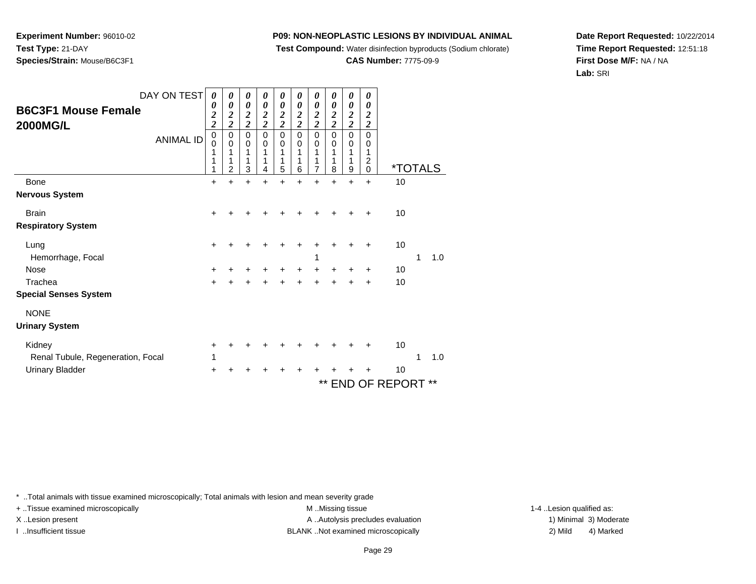**Experiment Number:** 96010-02
**Test Type:** 21-DAY
**Species/Strain:** Mouse/B6C3F1

**P09: NON-NEOPLASTIC LESIONS BY INDIVIDUAL ANIMAL**
**Test Compound:** Water disinfection byproducts (Sodium chlorate)
**CAS Number:** 7775-09-9

**Date Report Requested:** 10/22/2014
**Time Report Requested:** 12:51:18
**First Dose M/F:** NA / NA
**Lab:** SRI

## B6C3F1 Mouse Female 2000MG/L

| DAY ON TEST | 0022 | 0022 | 0022 | 0022 | 0022 | 0022 | 0022 | 0022 | 0022 | 0022 | | | |
|---|---|---|---|---|---|---|---|---|---|---|---|---|---|
| ANIMAL ID | 00111 | 00112 | 00113 | 00114 | 00115 | 00116 | 00117 | 00118 | 00119 | 00120 | *TOTALS | | |
| Bone | + | + | + | + | + | + | + | + | + | + | 10 | | |
| **Nervous System** | | | | | | | | | | | | | |
| Brain | + | + | + | + | + | + | + | + | + | + | 10 | | |
| **Respiratory System** | | | | | | | | | | | | | |
| Lung | + | + | + | + | + | + | + | + | + | + | 10 | | |
| Hemorrhage, Focal | | | | | | | 1 | | | | | 1 | 1.0 |
| Nose | + | + | + | + | + | + | + | + | + | + | 10 | | |
| Trachea | + | + | + | + | + | + | + | + | + | + | 10 | | |
| **Special Senses System** | | | | | | | | | | | | | |
| NONE | | | | | | | | | | | | | |
| **Urinary System** | | | | | | | | | | | | | |
| Kidney | + | + | + | + | + | + | + | + | + | + | 10 | | |
| Renal Tubule, Regeneration, Focal | 1 | | | | | | | | | | | 1 | 1.0 |
| Urinary Bladder | + | + | + | + | + | + | + | + | + | + | 10 | | |

** END OF REPORT **

* ..Total animals with tissue examined microscopically; Total animals with lesion and mean severity grade
+ ..Tissue examined microscopically
X ..Lesion present
I ..Insufficient tissue

M ..Missing tissue
A ..Autolysis precludes evaluation
BLANK ..Not examined microscopically

1-4 ..Lesion qualified as:
1) Minimal 3) Moderate
2) Mild 4) Marked